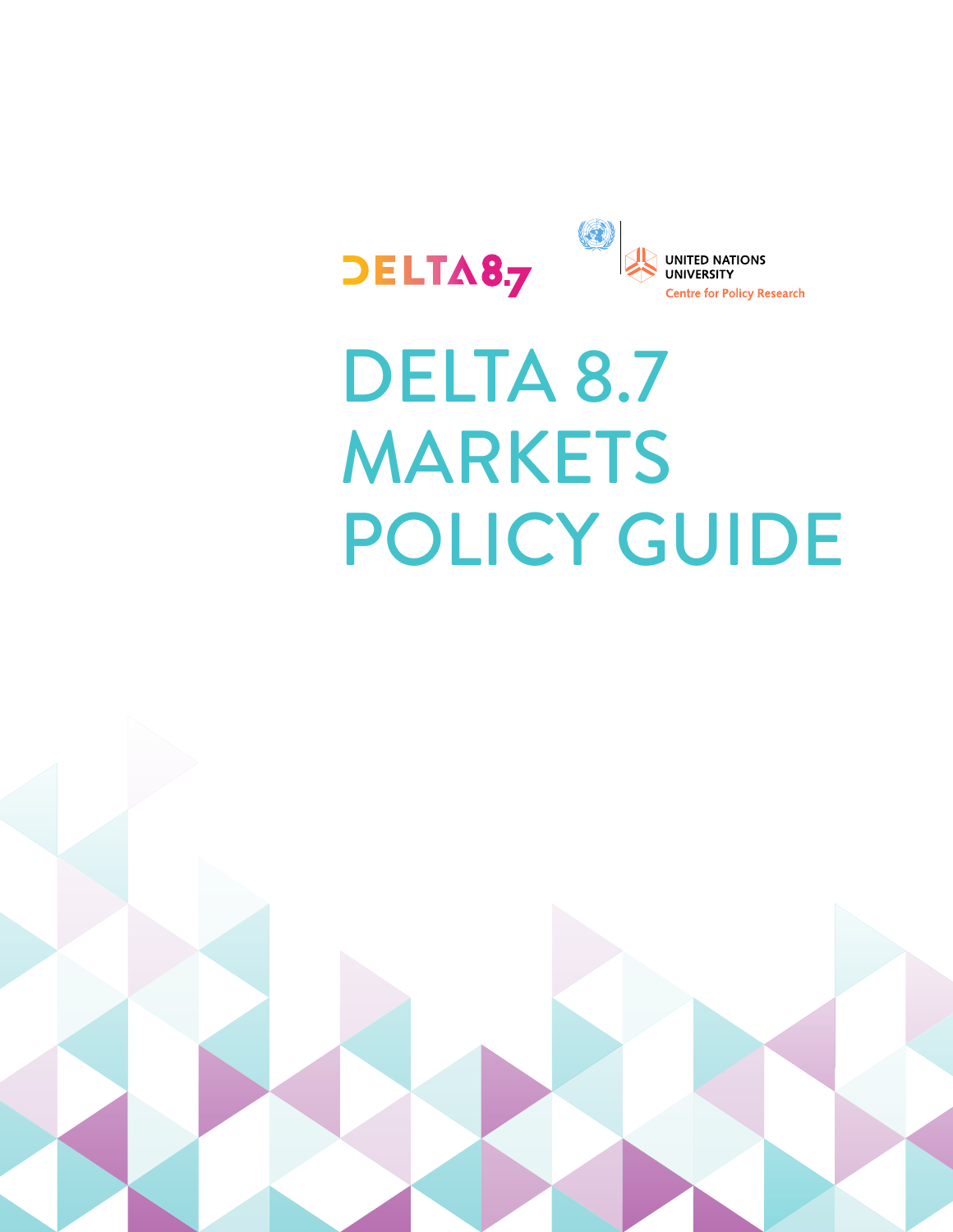DELTA 8.7

UNITED NATIONS UNIVERSITY

Centre for Policy Research

# DELTA 8.7 MARKETS POLICY GUIDE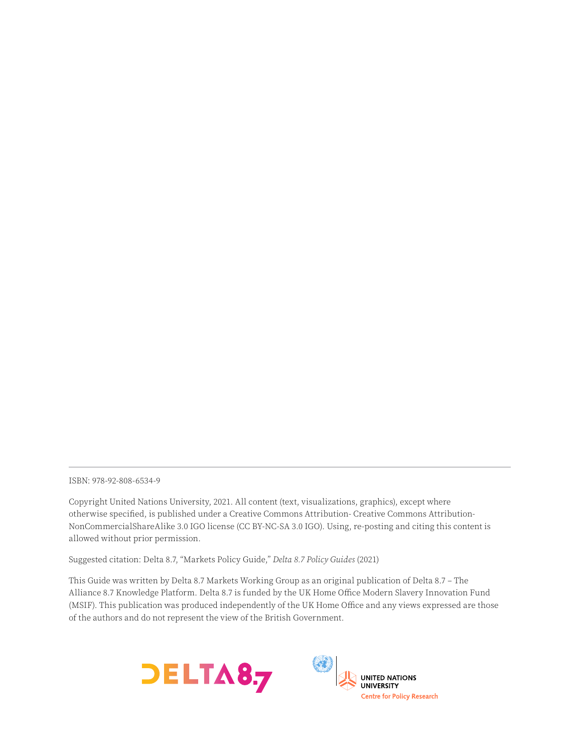ISBN: 978-92-808-6534-9

Copyright United Nations University, 2021. All content (text, visualizations, graphics), except where otherwise specified, is published under a Creative Commons Attribution- Creative Commons Attribution-NonCommercialShareAlike 3.0 IGO license (CC BY-NC-SA 3.0 IGO). Using, re-posting and citing this content is allowed without prior permission.

Suggested citation: Delta 8.7, "Markets Policy Guide," *Delta 8.7 Policy Guides* (2021)

This Guide was written by Delta 8.7 Markets Working Group as an original publication of Delta 8.7 – The Alliance 8.7 Knowledge Platform. Delta 8.7 is funded by the UK Home Office Modern Slavery Innovation Fund (MSIF). This publication was produced independently of the UK Home Office and any views expressed are those of the authors and do not represent the view of the British Government.

DELTA 8.7

UNITED NATIONS UNIVERSITY
Centre for Policy Research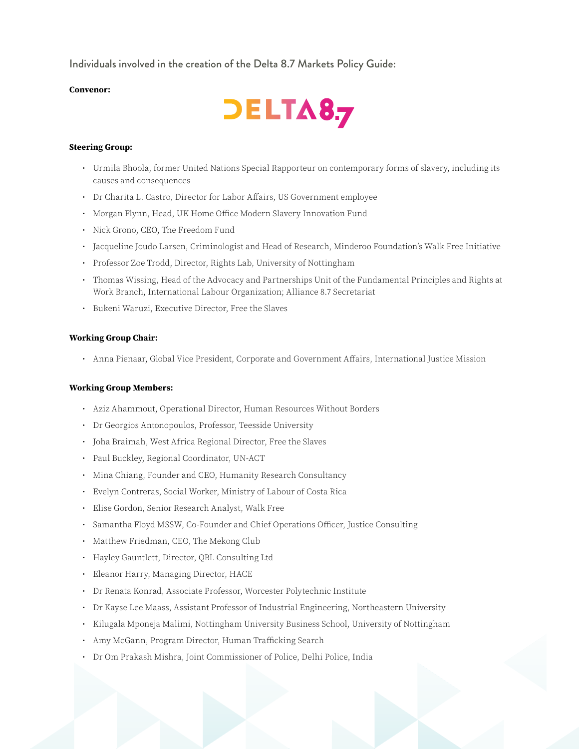Individuals involved in the creation of the Delta 8.7 Markets Policy Guide:

**Convenor:**

DELTA8.7

**Steering Group:**

- Urmila Bhoola, former United Nations Special Rapporteur on contemporary forms of slavery, including its causes and consequences
- Dr Charita L. Castro, Director for Labor Affairs, US Government employee
- Morgan Flynn, Head, UK Home Office Modern Slavery Innovation Fund
- Nick Grono, CEO, The Freedom Fund
- Jacqueline Joudo Larsen, Criminologist and Head of Research, Minderoo Foundation's Walk Free Initiative
- Professor Zoe Trodd, Director, Rights Lab, University of Nottingham
- Thomas Wissing, Head of the Advocacy and Partnerships Unit of the Fundamental Principles and Rights at Work Branch, International Labour Organization; Alliance 8.7 Secretariat
- Bukeni Waruzi, Executive Director, Free the Slaves

**Working Group Chair:**

- Anna Pienaar, Global Vice President, Corporate and Government Affairs, International Justice Mission

**Working Group Members:**

- Aziz Ahammout, Operational Director, Human Resources Without Borders
- Dr Georgios Antonopoulos, Professor, Teesside University
- Joha Braimah, West Africa Regional Director, Free the Slaves
- Paul Buckley, Regional Coordinator, UN-ACT
- Mina Chiang, Founder and CEO, Humanity Research Consultancy
- Evelyn Contreras, Social Worker, Ministry of Labour of Costa Rica
- Elise Gordon, Senior Research Analyst, Walk Free
- Samantha Floyd MSSW, Co-Founder and Chief Operations Officer, Justice Consulting
- Matthew Friedman, CEO, The Mekong Club
- Hayley Gauntlett, Director, QBL Consulting Ltd
- Eleanor Harry, Managing Director, HACE
- Dr Renata Konrad, Associate Professor, Worcester Polytechnic Institute
- Dr Kayse Lee Maass, Assistant Professor of Industrial Engineering, Northeastern University
- Kilugala Mponeja Malimi, Nottingham University Business School, University of Nottingham
- Amy McGann, Program Director, Human Trafficking Search
- Dr Om Prakash Mishra, Joint Commissioner of Police, Delhi Police, India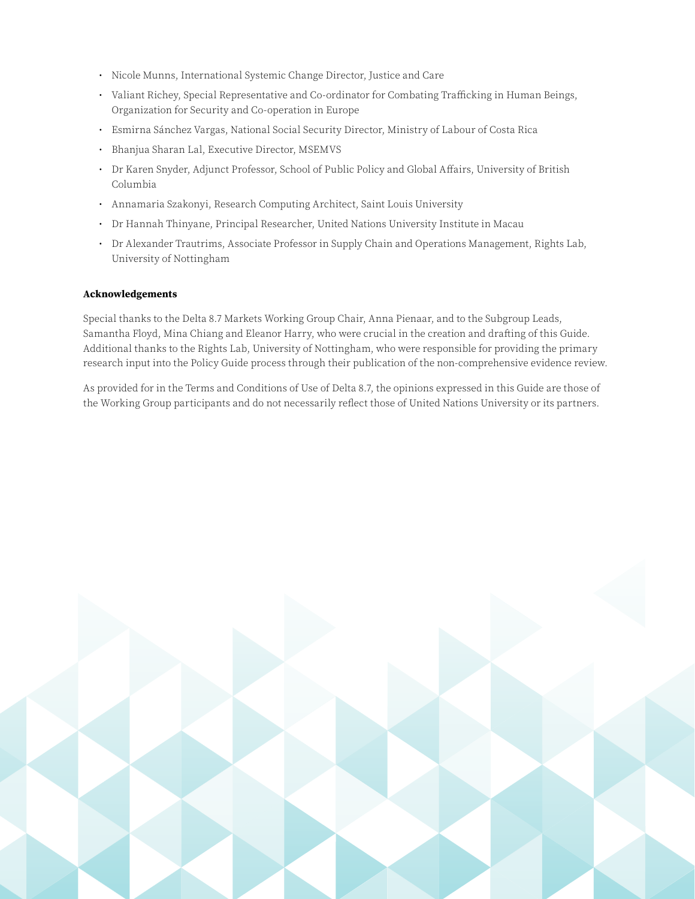- Nicole Munns, International Systemic Change Director, Justice and Care
- Valiant Richey, Special Representative and Co-ordinator for Combating Trafficking in Human Beings, Organization for Security and Co-operation in Europe
- Esmirna Sánchez Vargas, National Social Security Director, Ministry of Labour of Costa Rica
- Bhanjua Sharan Lal, Executive Director, MSEMVS
- Dr Karen Snyder, Adjunct Professor, School of Public Policy and Global Affairs, University of British Columbia
- Annamaria Szakonyi, Research Computing Architect, Saint Louis University
- Dr Hannah Thinyane, Principal Researcher, United Nations University Institute in Macau
- Dr Alexander Trautrims, Associate Professor in Supply Chain and Operations Management, Rights Lab, University of Nottingham

**Acknowledgements**

Special thanks to the Delta 8.7 Markets Working Group Chair, Anna Pienaar, and to the Subgroup Leads, Samantha Floyd, Mina Chiang and Eleanor Harry, who were crucial in the creation and drafting of this Guide. Additional thanks to the Rights Lab, University of Nottingham, who were responsible for providing the primary research input into the Policy Guide process through their publication of the non-comprehensive evidence review.

As provided for in the Terms and Conditions of Use of Delta 8.7, the opinions expressed in this Guide are those of the Working Group participants and do not necessarily reflect those of United Nations University or its partners.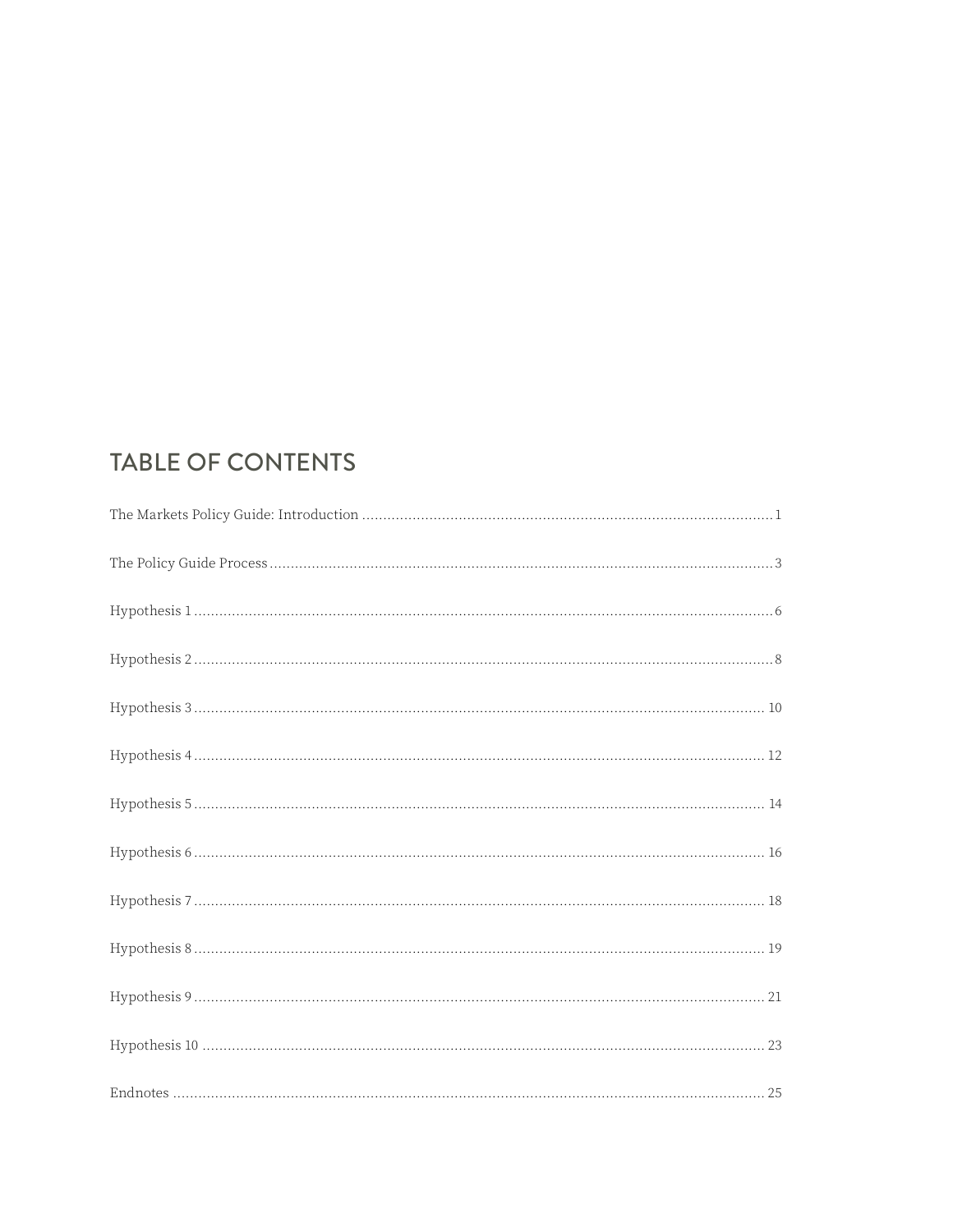## TABLE OF CONTENTS

The Markets Policy Guide: Introduction ........................................ 1

The Policy Guide Process ........................................ 3

Hypothesis 1 ........................................ 6

Hypothesis 2 ........................................ 8

Hypothesis 3 ........................................ 10

Hypothesis 4 ........................................ 12

Hypothesis 5 ........................................ 14

Hypothesis 6 ........................................ 16

Hypothesis 7 ........................................ 18

Hypothesis 8 ........................................ 19

Hypothesis 9 ........................................ 21

Hypothesis 10 ........................................ 23

Endnotes ........................................ 25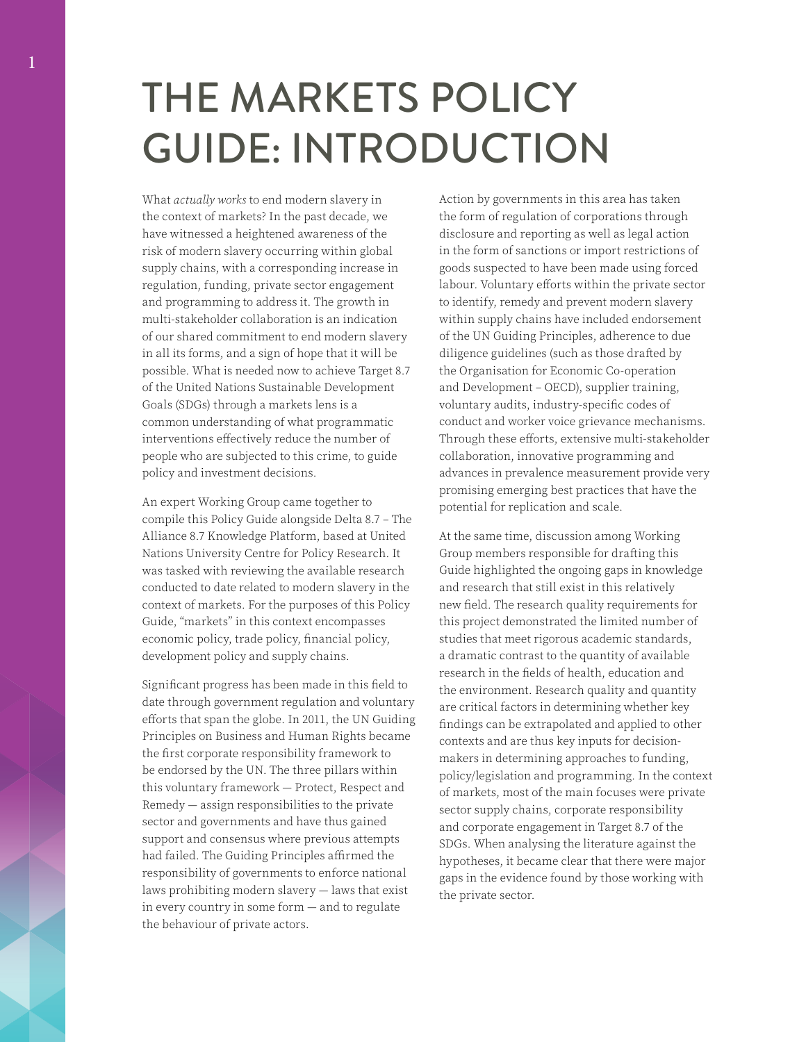# THE MARKETS POLICY GUIDE: INTRODUCTION

What *actually works* to end modern slavery in the context of markets? In the past decade, we have witnessed a heightened awareness of the risk of modern slavery occurring within global supply chains, with a corresponding increase in regulation, funding, private sector engagement and programming to address it. The growth in multi-stakeholder collaboration is an indication of our shared commitment to end modern slavery in all its forms, and a sign of hope that it will be possible. What is needed now to achieve Target 8.7 of the United Nations Sustainable Development Goals (SDGs) through a markets lens is a common understanding of what programmatic interventions effectively reduce the number of people who are subjected to this crime, to guide policy and investment decisions.

An expert Working Group came together to compile this Policy Guide alongside Delta 8.7 – The Alliance 8.7 Knowledge Platform, based at United Nations University Centre for Policy Research. It was tasked with reviewing the available research conducted to date related to modern slavery in the context of markets. For the purposes of this Policy Guide, "markets" in this context encompasses economic policy, trade policy, financial policy, development policy and supply chains.

Significant progress has been made in this field to date through government regulation and voluntary efforts that span the globe. In 2011, the UN Guiding Principles on Business and Human Rights became the first corporate responsibility framework to be endorsed by the UN. The three pillars within this voluntary framework — Protect, Respect and Remedy — assign responsibilities to the private sector and governments and have thus gained support and consensus where previous attempts had failed. The Guiding Principles affirmed the responsibility of governments to enforce national laws prohibiting modern slavery — laws that exist in every country in some form — and to regulate the behaviour of private actors.

Action by governments in this area has taken the form of regulation of corporations through disclosure and reporting as well as legal action in the form of sanctions or import restrictions of goods suspected to have been made using forced labour. Voluntary efforts within the private sector to identify, remedy and prevent modern slavery within supply chains have included endorsement of the UN Guiding Principles, adherence to due diligence guidelines (such as those drafted by the Organisation for Economic Co-operation and Development – OECD), supplier training, voluntary audits, industry-specific codes of conduct and worker voice grievance mechanisms. Through these efforts, extensive multi-stakeholder collaboration, innovative programming and advances in prevalence measurement provide very promising emerging best practices that have the potential for replication and scale.

At the same time, discussion among Working Group members responsible for drafting this Guide highlighted the ongoing gaps in knowledge and research that still exist in this relatively new field. The research quality requirements for this project demonstrated the limited number of studies that meet rigorous academic standards, a dramatic contrast to the quantity of available research in the fields of health, education and the environment. Research quality and quantity are critical factors in determining whether key findings can be extrapolated and applied to other contexts and are thus key inputs for decision-makers in determining approaches to funding, policy/legislation and programming. In the context of markets, most of the main focuses were private sector supply chains, corporate responsibility and corporate engagement in Target 8.7 of the SDGs. When analysing the literature against the hypotheses, it became clear that there were major gaps in the evidence found by those working with the private sector.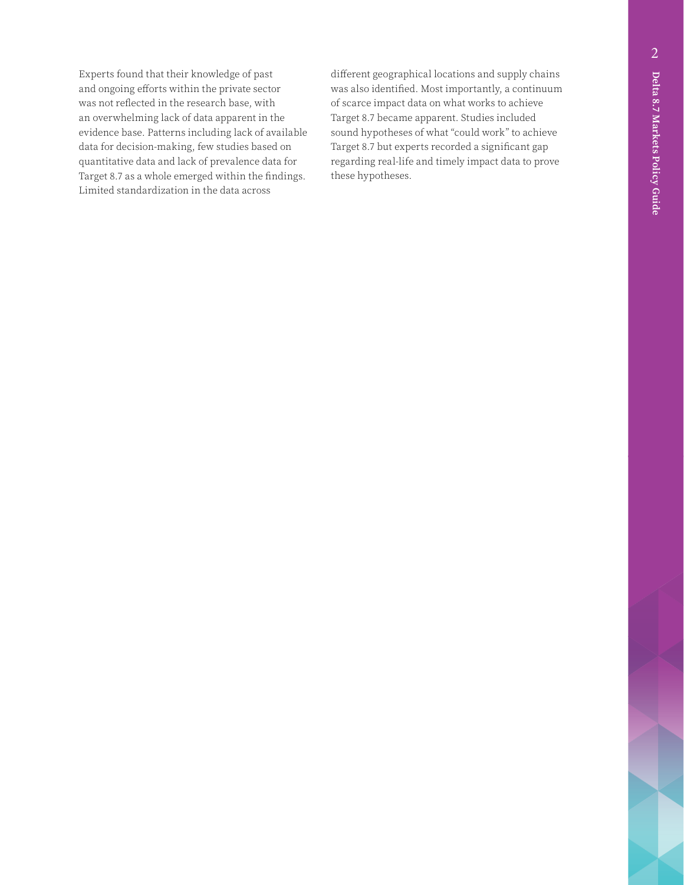Experts found that their knowledge of past and ongoing efforts within the private sector was not reflected in the research base, with an overwhelming lack of data apparent in the evidence base. Patterns including lack of available data for decision-making, few studies based on quantitative data and lack of prevalence data for Target 8.7 as a whole emerged within the findings. Limited standardization in the data across different geographical locations and supply chains was also identified. Most importantly, a continuum of scarce impact data on what works to achieve Target 8.7 became apparent. Studies included sound hypotheses of what "could work" to achieve Target 8.7 but experts recorded a significant gap regarding real-life and timely impact data to prove these hypotheses.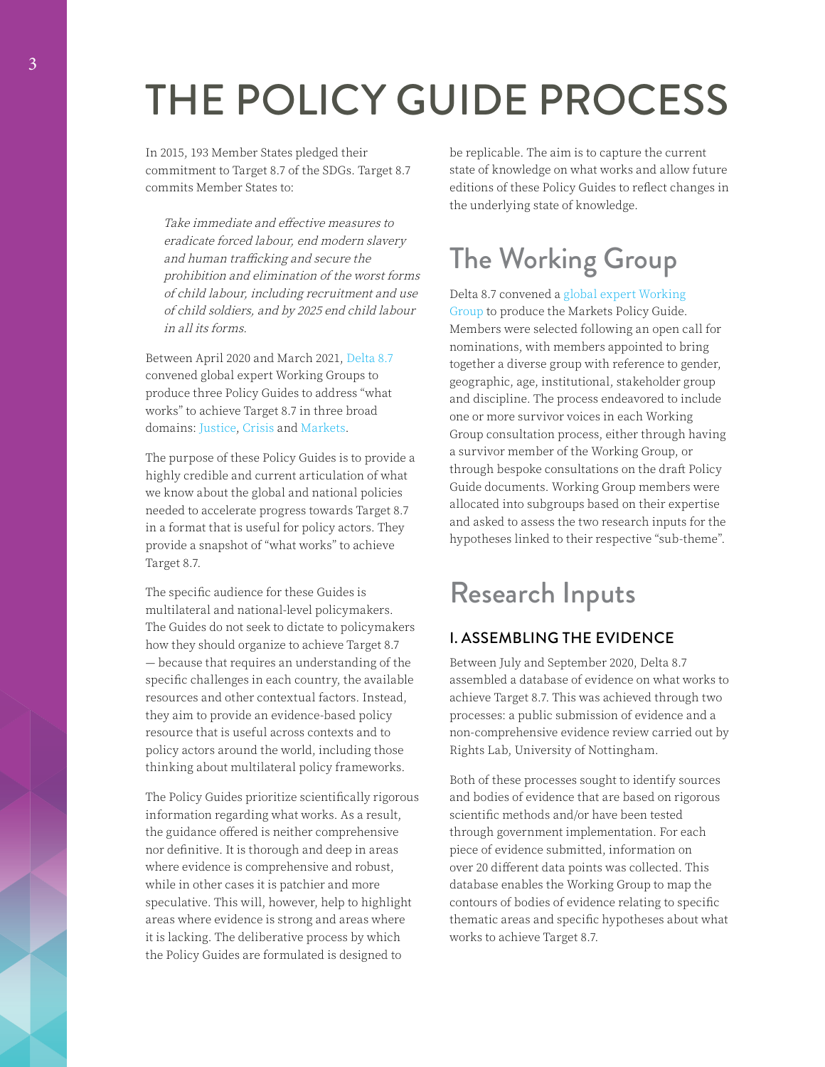# THE POLICY GUIDE PROCESS

In 2015, 193 Member States pledged their commitment to Target 8.7 of the SDGs. Target 8.7 commits Member States to:

> *Take immediate and effective measures to eradicate forced labour, end modern slavery and human trafficking and secure the prohibition and elimination of the worst forms of child labour, including recruitment and use of child soldiers, and by 2025 end child labour in all its forms.*

Between April 2020 and March 2021, Delta 8.7 convened global expert Working Groups to produce three Policy Guides to address "what works" to achieve Target 8.7 in three broad domains: Justice, Crisis and Markets.

The purpose of these Policy Guides is to provide a highly credible and current articulation of what we know about the global and national policies needed to accelerate progress towards Target 8.7 in a format that is useful for policy actors. They provide a snapshot of "what works" to achieve Target 8.7.

The specific audience for these Guides is multilateral and national-level policymakers. The Guides do not seek to dictate to policymakers how they should organize to achieve Target 8.7 — because that requires an understanding of the specific challenges in each country, the available resources and other contextual factors. Instead, they aim to provide an evidence-based policy resource that is useful across contexts and to policy actors around the world, including those thinking about multilateral policy frameworks.

The Policy Guides prioritize scientifically rigorous information regarding what works. As a result, the guidance offered is neither comprehensive nor definitive. It is thorough and deep in areas where evidence is comprehensive and robust, while in other cases it is patchier and more speculative. This will, however, help to highlight areas where evidence is strong and areas where it is lacking. The deliberative process by which the Policy Guides are formulated is designed to be replicable. The aim is to capture the current state of knowledge on what works and allow future editions of these Policy Guides to reflect changes in the underlying state of knowledge.

## The Working Group

Delta 8.7 convened a global expert Working Group to produce the Markets Policy Guide. Members were selected following an open call for nominations, with members appointed to bring together a diverse group with reference to gender, geographic, age, institutional, stakeholder group and discipline. The process endeavored to include one or more survivor voices in each Working Group consultation process, either through having a survivor member of the Working Group, or through bespoke consultations on the draft Policy Guide documents. Working Group members were allocated into subgroups based on their expertise and asked to assess the two research inputs for the hypotheses linked to their respective "sub-theme".

## Research Inputs

### I. ASSEMBLING THE EVIDENCE

Between July and September 2020, Delta 8.7 assembled a database of evidence on what works to achieve Target 8.7. This was achieved through two processes: a public submission of evidence and a non-comprehensive evidence review carried out by Rights Lab, University of Nottingham.

Both of these processes sought to identify sources and bodies of evidence that are based on rigorous scientific methods and/or have been tested through government implementation. For each piece of evidence submitted, information on over 20 different data points was collected. This database enables the Working Group to map the contours of bodies of evidence relating to specific thematic areas and specific hypotheses about what works to achieve Target 8.7.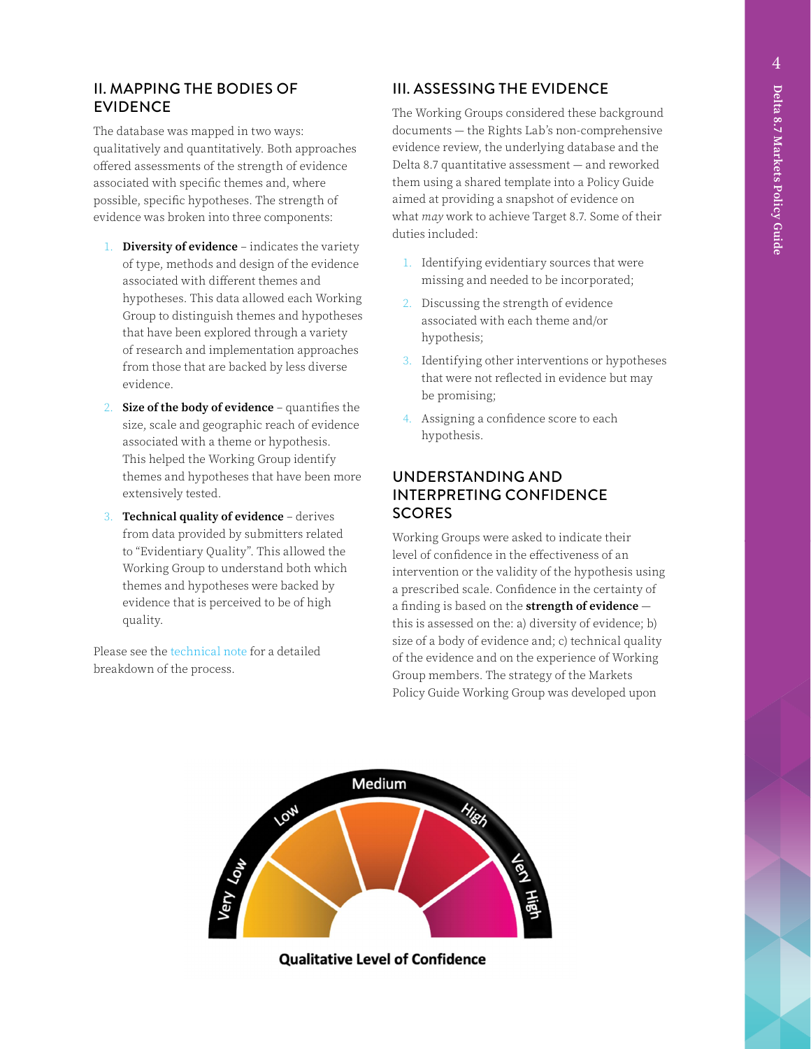## II. MAPPING THE BODIES OF EVIDENCE

The database was mapped in two ways: qualitatively and quantitatively. Both approaches offered assessments of the strength of evidence associated with specific themes and, where possible, specific hypotheses. The strength of evidence was broken into three components:

1. **Diversity of evidence** – indicates the variety of type, methods and design of the evidence associated with different themes and hypotheses. This data allowed each Working Group to distinguish themes and hypotheses that have been explored through a variety of research and implementation approaches from those that are backed by less diverse evidence.
2. **Size of the body of evidence** – quantifies the size, scale and geographic reach of evidence associated with a theme or hypothesis. This helped the Working Group identify themes and hypotheses that have been more extensively tested.
3. **Technical quality of evidence** – derives from data provided by submitters related to "Evidentiary Quality". This allowed the Working Group to understand both which themes and hypotheses were backed by evidence that is perceived to be of high quality.

Please see the technical note for a detailed breakdown of the process.

## III. ASSESSING THE EVIDENCE

The Working Groups considered these background documents — the Rights Lab's non-comprehensive evidence review, the underlying database and the Delta 8.7 quantitative assessment — and reworked them using a shared template into a Policy Guide aimed at providing a snapshot of evidence on what *may* work to achieve Target 8.7. Some of their duties included:

1. Identifying evidentiary sources that were missing and needed to be incorporated;
2. Discussing the strength of evidence associated with each theme and/or hypothesis;
3. Identifying other interventions or hypotheses that were not reflected in evidence but may be promising;
4. Assigning a confidence score to each hypothesis.

## UNDERSTANDING AND INTERPRETING CONFIDENCE SCORES

Working Groups were asked to indicate their level of confidence in the effectiveness of an intervention or the validity of the hypothesis using a prescribed scale. Confidence in the certainty of a finding is based on the **strength of evidence** — this is assessed on the: a) diversity of evidence; b) size of a body of evidence and; c) technical quality of the evidence and on the experience of Working Group members. The strategy of the Markets Policy Guide Working Group was developed upon

Very Low | Low | Medium | High | Very High

**Qualitative Level of Confidence**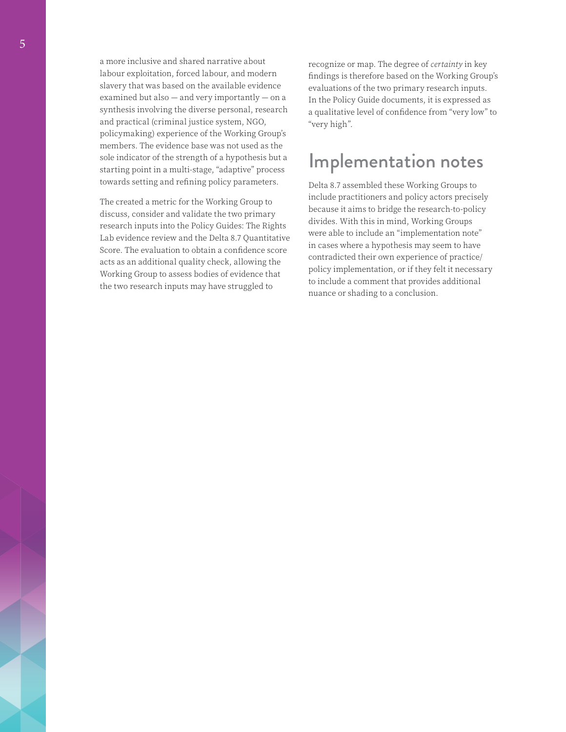a more inclusive and shared narrative about labour exploitation, forced labour, and modern slavery that was based on the available evidence examined but also — and very importantly — on a synthesis involving the diverse personal, research and practical (criminal justice system, NGO, policymaking) experience of the Working Group's members. The evidence base was not used as the sole indicator of the strength of a hypothesis but a starting point in a multi-stage, "adaptive" process towards setting and refining policy parameters.

The created a metric for the Working Group to discuss, consider and validate the two primary research inputs into the Policy Guides: The Rights Lab evidence review and the Delta 8.7 Quantitative Score. The evaluation to obtain a confidence score acts as an additional quality check, allowing the Working Group to assess bodies of evidence that the two research inputs may have struggled to recognize or map. The degree of *certainty* in key findings is therefore based on the Working Group's evaluations of the two primary research inputs. In the Policy Guide documents, it is expressed as a qualitative level of confidence from "very low" to "very high".

## Implementation notes

Delta 8.7 assembled these Working Groups to include practitioners and policy actors precisely because it aims to bridge the research-to-policy divides. With this in mind, Working Groups were able to include an "implementation note" in cases where a hypothesis may seem to have contradicted their own experience of practice/policy implementation, or if they felt it necessary to include a comment that provides additional nuance or shading to a conclusion.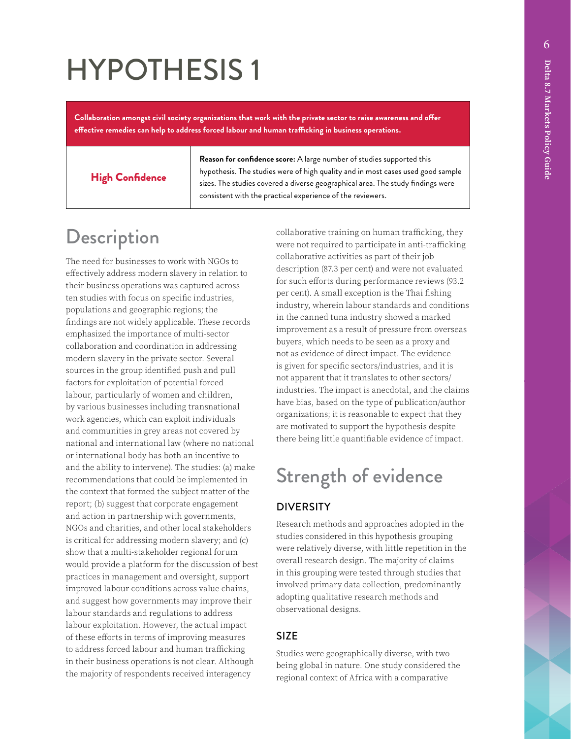# HYPOTHESIS 1

**Collaboration amongst civil society organizations that work with the private sector to raise awareness and offer effective remedies can help to address forced labour and human trafficking in business operations.**

| **High Confidence** | **Reason for confidence score:** A large number of studies supported this hypothesis. The studies were of high quality and in most cases used good sample sizes. The studies covered a diverse geographical area. The study findings were consistent with the practical experience of the reviewers. |
|---|---|

## Description

The need for businesses to work with NGOs to effectively address modern slavery in relation to their business operations was captured across ten studies with focus on specific industries, populations and geographic regions; the findings are not widely applicable. These records emphasized the importance of multi-sector collaboration and coordination in addressing modern slavery in the private sector. Several sources in the group identified push and pull factors for exploitation of potential forced labour, particularly of women and children, by various businesses including transnational work agencies, which can exploit individuals and communities in grey areas not covered by national and international law (where no national or international body has both an incentive to and the ability to intervene). The studies: (a) make recommendations that could be implemented in the context that formed the subject matter of the report; (b) suggest that corporate engagement and action in partnership with governments, NGOs and charities, and other local stakeholders is critical for addressing modern slavery; and (c) show that a multi-stakeholder regional forum would provide a platform for the discussion of best practices in management and oversight, support improved labour conditions across value chains, and suggest how governments may improve their labour standards and regulations to address labour exploitation. However, the actual impact of these efforts in terms of improving measures to address forced labour and human trafficking in their business operations is not clear. Although the majority of respondents received interagency collaborative training on human trafficking, they were not required to participate in anti-trafficking collaborative activities as part of their job description (87.3 per cent) and were not evaluated for such efforts during performance reviews (93.2 per cent). A small exception is the Thai fishing industry, wherein labour standards and conditions in the canned tuna industry showed a marked improvement as a result of pressure from overseas buyers, which needs to be seen as a proxy and not as evidence of direct impact. The evidence is given for specific sectors/industries, and it is not apparent that it translates to other sectors/industries. The impact is anecdotal, and the claims have bias, based on the type of publication/author organizations; it is reasonable to expect that they are motivated to support the hypothesis despite there being little quantifiable evidence of impact.

## Strength of evidence

### DIVERSITY

Research methods and approaches adopted in the studies considered in this hypothesis grouping were relatively diverse, with little repetition in the overall research design. The majority of claims in this grouping were tested through studies that involved primary data collection, predominantly adopting qualitative research methods and observational designs.

### SIZE

Studies were geographically diverse, with two being global in nature. One study considered the regional context of Africa with a comparative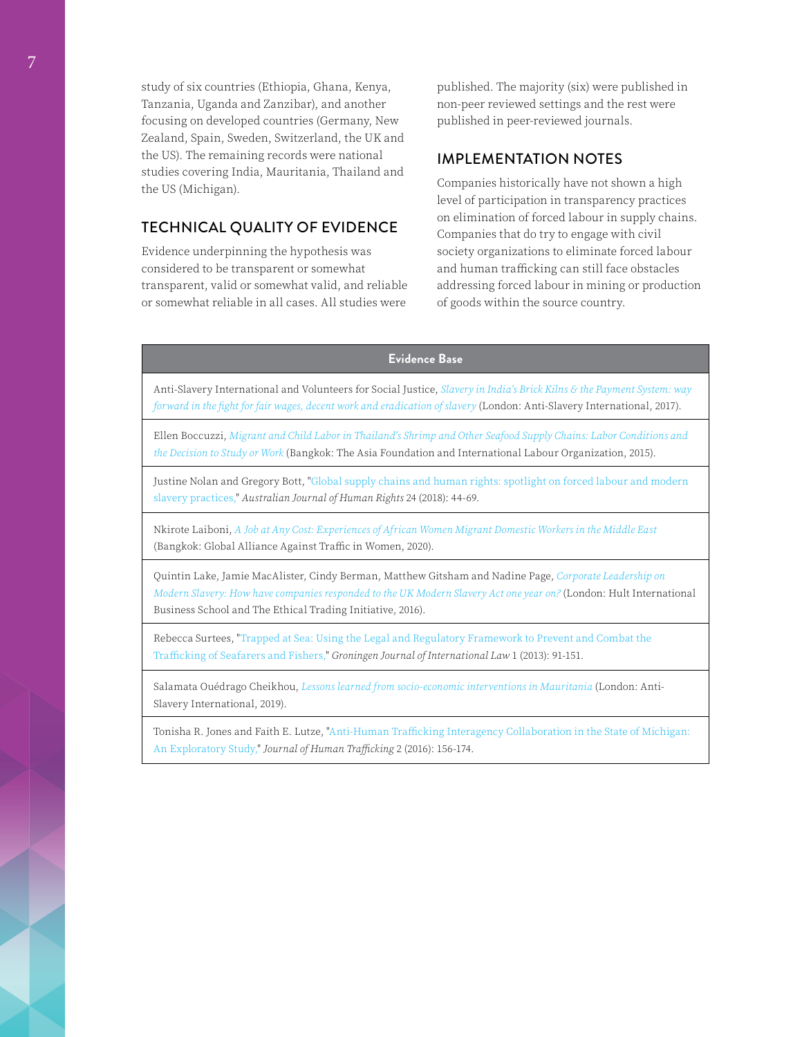study of six countries (Ethiopia, Ghana, Kenya, Tanzania, Uganda and Zanzibar), and another focusing on developed countries (Germany, New Zealand, Spain, Sweden, Switzerland, the UK and the US). The remaining records were national studies covering India, Mauritania, Thailand and the US (Michigan).

## TECHNICAL QUALITY OF EVIDENCE

Evidence underpinning the hypothesis was considered to be transparent or somewhat transparent, valid or somewhat valid, and reliable or somewhat reliable in all cases. All studies were published. The majority (six) were published in non-peer reviewed settings and the rest were published in peer-reviewed journals.

## IMPLEMENTATION NOTES

Companies historically have not shown a high level of participation in transparency practices on elimination of forced labour in supply chains. Companies that do try to engage with civil society organizations to eliminate forced labour and human trafficking can still face obstacles addressing forced labour in mining or production of goods within the source country.

| Evidence Base |
|---|
| Anti-Slavery International and Volunteers for Social Justice, *Slavery in India's Brick Kilns & the Payment System: way forward in the fight for fair wages, decent work and eradication of slavery* (London: Anti-Slavery International, 2017). |
| Ellen Boccuzzi, *Migrant and Child Labor in Thailand's Shrimp and Other Seafood Supply Chains: Labor Conditions and the Decision to Study or Work* (Bangkok: The Asia Foundation and International Labour Organization, 2015). |
| Justine Nolan and Gregory Bott, "Global supply chains and human rights: spotlight on forced labour and modern slavery practices," *Australian Journal of Human Rights* 24 (2018): 44-69. |
| Nkirote Laiboni, *A Job at Any Cost: Experiences of African Women Migrant Domestic Workers in the Middle East* (Bangkok: Global Alliance Against Traffic in Women, 2020). |
| Quintin Lake, Jamie MacAlister, Cindy Berman, Matthew Gitsham and Nadine Page, *Corporate Leadership on Modern Slavery: How have companies responded to the UK Modern Slavery Act one year on?* (London: Hult International Business School and The Ethical Trading Initiative, 2016). |
| Rebecca Surtees, "Trapped at Sea: Using the Legal and Regulatory Framework to Prevent and Combat the Trafficking of Seafarers and Fishers," *Groningen Journal of International Law* 1 (2013): 91-151. |
| Salamata Ouédrago Cheikhou, *Lessons learned from socio-economic interventions in Mauritania* (London: Anti-Slavery International, 2019). |
| Tonisha R. Jones and Faith E. Lutze, "Anti-Human Trafficking Interagency Collaboration in the State of Michigan: An Exploratory Study," *Journal of Human Trafficking* 2 (2016): 156-174. |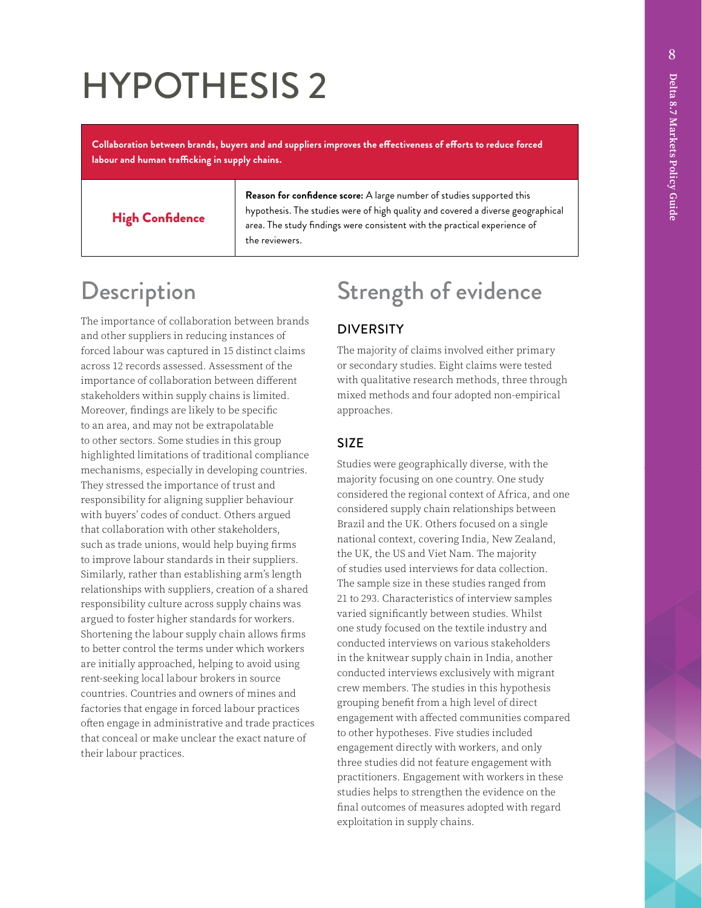# HYPOTHESIS 2

**Collaboration between brands, buyers and and suppliers improves the effectiveness of efforts to reduce forced labour and human trafficking in supply chains.**

| **High Confidence** | **Reason for confidence score:** A large number of studies supported this hypothesis. The studies were of high quality and covered a diverse geographical area. The study findings were consistent with the practical experience of the reviewers. |
|---|---|

## Description

The importance of collaboration between brands and other suppliers in reducing instances of forced labour was captured in 15 distinct claims across 12 records assessed. Assessment of the importance of collaboration between different stakeholders within supply chains is limited. Moreover, findings are likely to be specific to an area, and may not be extrapolatable to other sectors. Some studies in this group highlighted limitations of traditional compliance mechanisms, especially in developing countries. They stressed the importance of trust and responsibility for aligning supplier behaviour with buyers' codes of conduct. Others argued that collaboration with other stakeholders, such as trade unions, would help buying firms to improve labour standards in their suppliers. Similarly, rather than establishing arm's length relationships with suppliers, creation of a shared responsibility culture across supply chains was argued to foster higher standards for workers. Shortening the labour supply chain allows firms to better control the terms under which workers are initially approached, helping to avoid using rent-seeking local labour brokers in source countries. Countries and owners of mines and factories that engage in forced labour practices often engage in administrative and trade practices that conceal or make unclear the exact nature of their labour practices.

## Strength of evidence

### DIVERSITY

The majority of claims involved either primary or secondary studies. Eight claims were tested with qualitative research methods, three through mixed methods and four adopted non-empirical approaches.

### SIZE

Studies were geographically diverse, with the majority focusing on one country. One study considered the regional context of Africa, and one considered supply chain relationships between Brazil and the UK. Others focused on a single national context, covering India, New Zealand, the UK, the US and Viet Nam. The majority of studies used interviews for data collection. The sample size in these studies ranged from 21 to 293. Characteristics of interview samples varied significantly between studies. Whilst one study focused on the textile industry and conducted interviews on various stakeholders in the knitwear supply chain in India, another conducted interviews exclusively with migrant crew members. The studies in this hypothesis grouping benefit from a high level of direct engagement with affected communities compared to other hypotheses. Five studies included engagement directly with workers, and only three studies did not feature engagement with practitioners. Engagement with workers in these studies helps to strengthen the evidence on the final outcomes of measures adopted with regard exploitation in supply chains.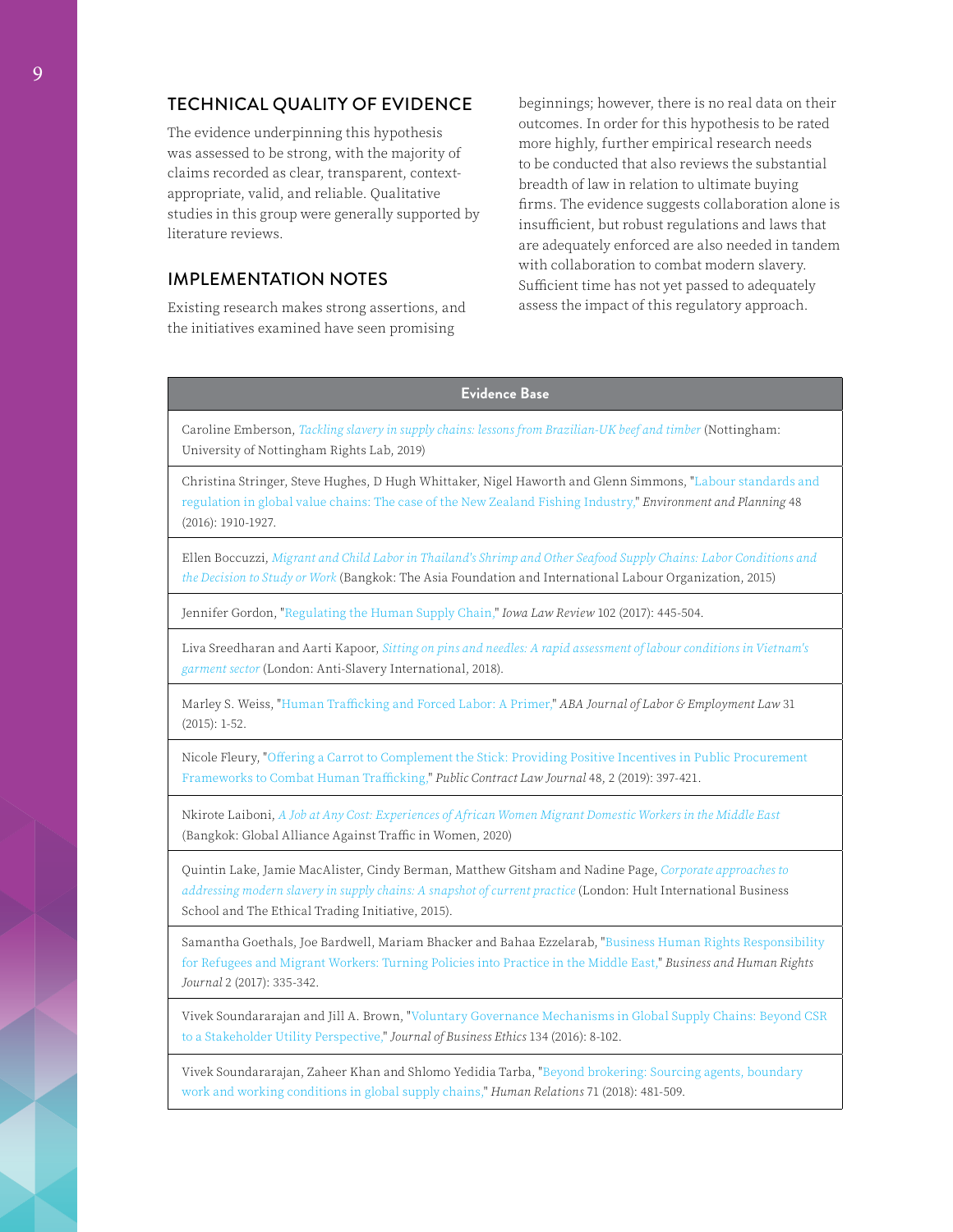## TECHNICAL QUALITY OF EVIDENCE

The evidence underpinning this hypothesis was assessed to be strong, with the majority of claims recorded as clear, transparent, context-appropriate, valid, and reliable. Qualitative studies in this group were generally supported by literature reviews.

## IMPLEMENTATION NOTES

Existing research makes strong assertions, and the initiatives examined have seen promising beginnings; however, there is no real data on their outcomes. In order for this hypothesis to be rated more highly, further empirical research needs to be conducted that also reviews the substantial breadth of law in relation to ultimate buying firms. The evidence suggests collaboration alone is insufficient, but robust regulations and laws that are adequately enforced are also needed in tandem with collaboration to combat modern slavery. Sufficient time has not yet passed to adequately assess the impact of this regulatory approach.

| Evidence Base |
| --- |
| Caroline Emberson, *Tackling slavery in supply chains: lessons from Brazilian-UK beef and timber* (Nottingham: University of Nottingham Rights Lab, 2019) |
| Christina Stringer, Steve Hughes, D Hugh Whittaker, Nigel Haworth and Glenn Simmons, "Labour standards and regulation in global value chains: The case of the New Zealand Fishing Industry," *Environment and Planning* 48 (2016): 1910-1927. |
| Ellen Boccuzzi, *Migrant and Child Labor in Thailand's Shrimp and Other Seafood Supply Chains: Labor Conditions and the Decision to Study or Work* (Bangkok: The Asia Foundation and International Labour Organization, 2015) |
| Jennifer Gordon, "Regulating the Human Supply Chain," *Iowa Law Review* 102 (2017): 445-504. |
| Liva Sreedharan and Aarti Kapoor, *Sitting on pins and needles: A rapid assessment of labour conditions in Vietnam's garment sector* (London: Anti-Slavery International, 2018). |
| Marley S. Weiss, "Human Trafficking and Forced Labor: A Primer," *ABA Journal of Labor & Employment Law* 31 (2015): 1-52. |
| Nicole Fleury, "Offering a Carrot to Complement the Stick: Providing Positive Incentives in Public Procurement Frameworks to Combat Human Trafficking," *Public Contract Law Journal* 48, 2 (2019): 397-421. |
| Nkirote Laiboni, *A Job at Any Cost: Experiences of African Women Migrant Domestic Workers in the Middle East* (Bangkok: Global Alliance Against Traffic in Women, 2020) |
| Quintin Lake, Jamie MacAlister, Cindy Berman, Matthew Gitsham and Nadine Page, *Corporate approaches to addressing modern slavery in supply chains: A snapshot of current practice* (London: Hult International Business School and The Ethical Trading Initiative, 2015). |
| Samantha Goethals, Joe Bardwell, Mariam Bhacker and Bahaa Ezzelarab, "Business Human Rights Responsibility for Refugees and Migrant Workers: Turning Policies into Practice in the Middle East," *Business and Human Rights Journal* 2 (2017): 335-342. |
| Vivek Soundararajan and Jill A. Brown, "Voluntary Governance Mechanisms in Global Supply Chains: Beyond CSR to a Stakeholder Utility Perspective," *Journal of Business Ethics* 134 (2016): 8-102. |
| Vivek Soundararajan, Zaheer Khan and Shlomo Yedidia Tarba, "Beyond brokering: Sourcing agents, boundary work and working conditions in global supply chains," *Human Relations* 71 (2018): 481-509. |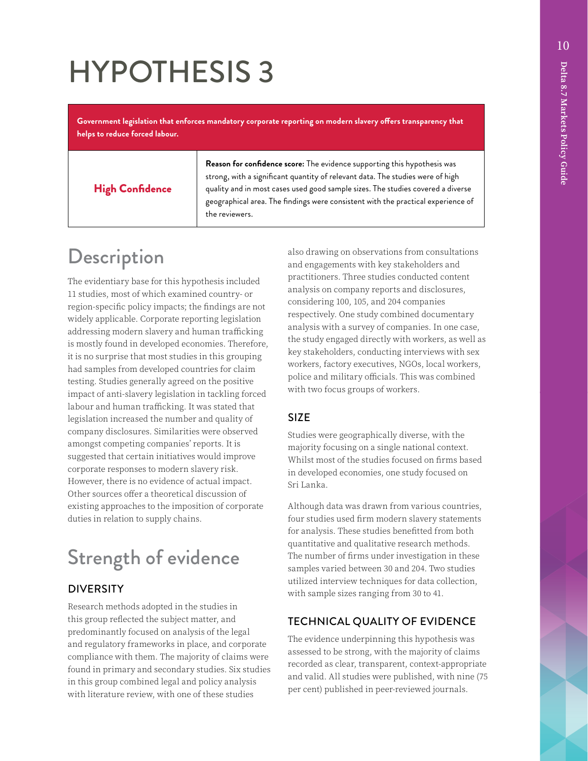# HYPOTHESIS 3

| **Government legislation that enforces mandatory corporate reporting on modern slavery offers transparency that helps to reduce forced labour.** | |
|---|---|
| **High Confidence** | **Reason for confidence score:** The evidence supporting this hypothesis was strong, with a significant quantity of relevant data. The studies were of high quality and in most cases used good sample sizes. The studies covered a diverse geographical area. The findings were consistent with the practical experience of the reviewers. |

## Description

The evidentiary base for this hypothesis included 11 studies, most of which examined country- or region-specific policy impacts; the findings are not widely applicable. Corporate reporting legislation addressing modern slavery and human trafficking is mostly found in developed economies. Therefore, it is no surprise that most studies in this grouping had samples from developed countries for claim testing. Studies generally agreed on the positive impact of anti-slavery legislation in tackling forced labour and human trafficking. It was stated that legislation increased the number and quality of company disclosures. Similarities were observed amongst competing companies' reports. It is suggested that certain initiatives would improve corporate responses to modern slavery risk. However, there is no evidence of actual impact. Other sources offer a theoretical discussion of existing approaches to the imposition of corporate duties in relation to supply chains.

## Strength of evidence

### DIVERSITY

Research methods adopted in the studies in this group reflected the subject matter, and predominantly focused on analysis of the legal and regulatory frameworks in place, and corporate compliance with them. The majority of claims were found in primary and secondary studies. Six studies in this group combined legal and policy analysis with literature review, with one of these studies also drawing on observations from consultations and engagements with key stakeholders and practitioners. Three studies conducted content analysis on company reports and disclosures, considering 100, 105, and 204 companies respectively. One study combined documentary analysis with a survey of companies. In one case, the study engaged directly with workers, as well as key stakeholders, conducting interviews with sex workers, factory executives, NGOs, local workers, police and military officials. This was combined with two focus groups of workers.

### SIZE

Studies were geographically diverse, with the majority focusing on a single national context. Whilst most of the studies focused on firms based in developed economies, one study focused on Sri Lanka.

Although data was drawn from various countries, four studies used firm modern slavery statements for analysis. These studies benefitted from both quantitative and qualitative research methods. The number of firms under investigation in these samples varied between 30 and 204. Two studies utilized interview techniques for data collection, with sample sizes ranging from 30 to 41.

### TECHNICAL QUALITY OF EVIDENCE

The evidence underpinning this hypothesis was assessed to be strong, with the majority of claims recorded as clear, transparent, context-appropriate and valid. All studies were published, with nine (75 per cent) published in peer-reviewed journals.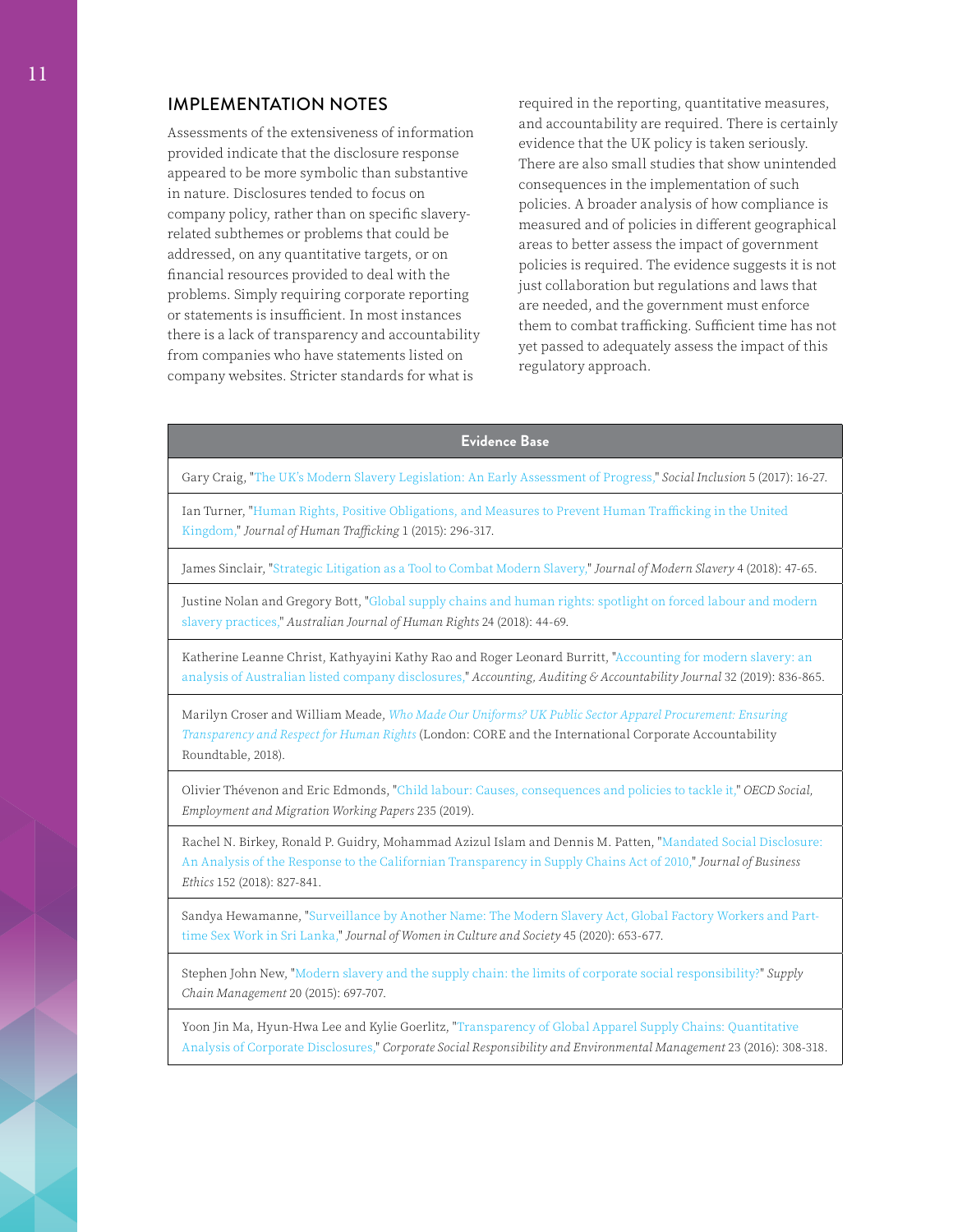## IMPLEMENTATION NOTES

Assessments of the extensiveness of information provided indicate that the disclosure response appeared to be more symbolic than substantive in nature. Disclosures tended to focus on company policy, rather than on specific slavery-related subthemes or problems that could be addressed, on any quantitative targets, or on financial resources provided to deal with the problems. Simply requiring corporate reporting or statements is insufficient. In most instances there is a lack of transparency and accountability from companies who have statements listed on company websites. Stricter standards for what is required in the reporting, quantitative measures, and accountability are required. There is certainly evidence that the UK policy is taken seriously. There are also small studies that show unintended consequences in the implementation of such policies. A broader analysis of how compliance is measured and of policies in different geographical areas to better assess the impact of government policies is required. The evidence suggests it is not just collaboration but regulations and laws that are needed, and the government must enforce them to combat trafficking. Sufficient time has not yet passed to adequately assess the impact of this regulatory approach.

| Evidence Base |
|---|
| Gary Craig, "The UK's Modern Slavery Legislation: An Early Assessment of Progress," *Social Inclusion* 5 (2017): 16-27. |
| Ian Turner, "Human Rights, Positive Obligations, and Measures to Prevent Human Trafficking in the United Kingdom," *Journal of Human Trafficking* 1 (2015): 296-317. |
| James Sinclair, "Strategic Litigation as a Tool to Combat Modern Slavery," *Journal of Modern Slavery* 4 (2018): 47-65. |
| Justine Nolan and Gregory Bott, "Global supply chains and human rights: spotlight on forced labour and modern slavery practices," *Australian Journal of Human Rights* 24 (2018): 44-69. |
| Katherine Leanne Christ, Kathyayini Kathy Rao and Roger Leonard Burritt, "Accounting for modern slavery: an analysis of Australian listed company disclosures," *Accounting, Auditing & Accountability Journal* 32 (2019): 836-865. |
| Marilyn Croser and William Meade, *Who Made Our Uniforms? UK Public Sector Apparel Procurement: Ensuring Transparency and Respect for Human Rights* (London: CORE and the International Corporate Accountability Roundtable, 2018). |
| Olivier Thévenon and Eric Edmonds, "Child labour: Causes, consequences and policies to tackle it," *OECD Social, Employment and Migration Working Papers* 235 (2019). |
| Rachel N. Birkey, Ronald P. Guidry, Mohammad Azizul Islam and Dennis M. Patten, "Mandated Social Disclosure: An Analysis of the Response to the Californian Transparency in Supply Chains Act of 2010," *Journal of Business Ethics* 152 (2018): 827-841. |
| Sandya Hewamanne, "Surveillance by Another Name: The Modern Slavery Act, Global Factory Workers and Part-time Sex Work in Sri Lanka," *Journal of Women in Culture and Society* 45 (2020): 653-677. |
| Stephen John New, "Modern slavery and the supply chain: the limits of corporate social responsibility?" *Supply Chain Management* 20 (2015): 697-707. |
| Yoon Jin Ma, Hyun-Hwa Lee and Kylie Goerlitz, "Transparency of Global Apparel Supply Chains: Quantitative Analysis of Corporate Disclosures," *Corporate Social Responsibility and Environmental Management* 23 (2016): 308-318. |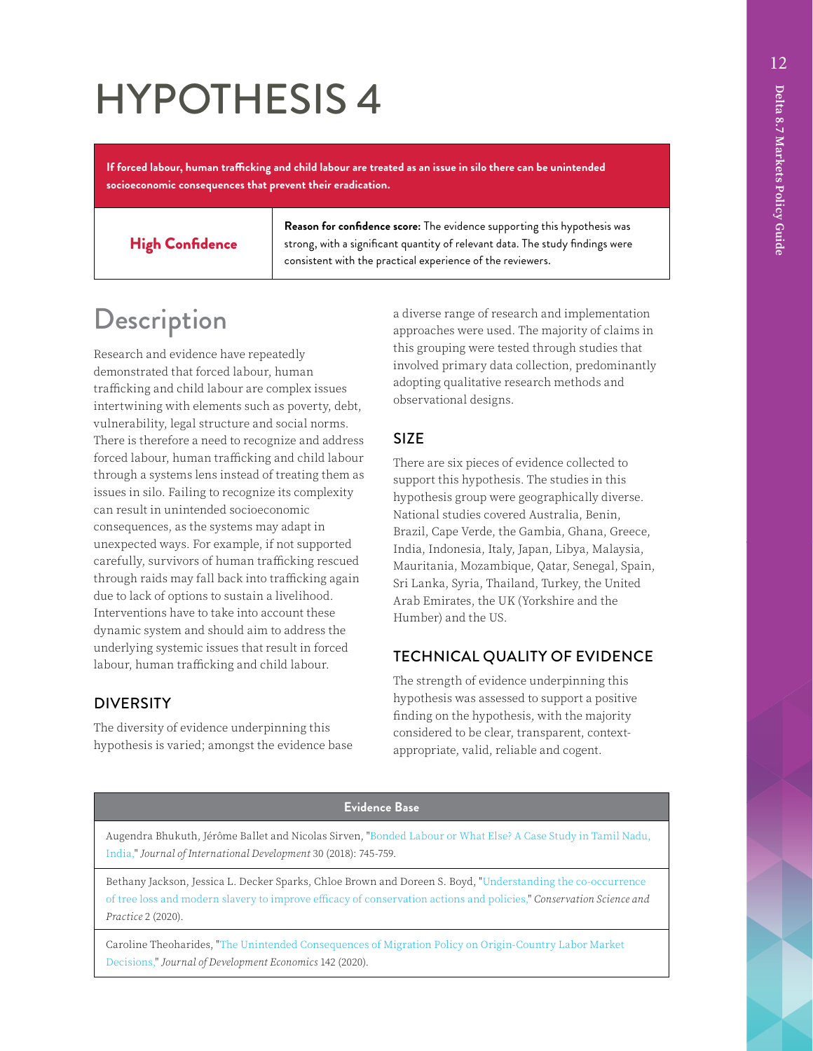# HYPOTHESIS 4

**If forced labour, human trafficking and child labour are treated as an issue in silo there can be unintended socioeconomic consequences that prevent their eradication.**

| **High Confidence** | **Reason for confidence score:** The evidence supporting this hypothesis was strong, with a significant quantity of relevant data. The study findings were consistent with the practical experience of the reviewers. |
|---|---|

## Description

Research and evidence have repeatedly demonstrated that forced labour, human trafficking and child labour are complex issues intertwining with elements such as poverty, debt, vulnerability, legal structure and social norms. There is therefore a need to recognize and address forced labour, human trafficking and child labour through a systems lens instead of treating them as issues in silo. Failing to recognize its complexity can result in unintended socioeconomic consequences, as the systems may adapt in unexpected ways. For example, if not supported carefully, survivors of human trafficking rescued through raids may fall back into trafficking again due to lack of options to sustain a livelihood. Interventions have to take into account these dynamic system and should aim to address the underlying systemic issues that result in forced labour, human trafficking and child labour.

### DIVERSITY

The diversity of evidence underpinning this hypothesis is varied; amongst the evidence base a diverse range of research and implementation approaches were used. The majority of claims in this grouping were tested through studies that involved primary data collection, predominantly adopting qualitative research methods and observational designs.

### SIZE

There are six pieces of evidence collected to support this hypothesis. The studies in this hypothesis group were geographically diverse. National studies covered Australia, Benin, Brazil, Cape Verde, the Gambia, Ghana, Greece, India, Indonesia, Italy, Japan, Libya, Malaysia, Mauritania, Mozambique, Qatar, Senegal, Spain, Sri Lanka, Syria, Thailand, Turkey, the United Arab Emirates, the UK (Yorkshire and the Humber) and the US.

### TECHNICAL QUALITY OF EVIDENCE

The strength of evidence underpinning this hypothesis was assessed to support a positive finding on the hypothesis, with the majority considered to be clear, transparent, context-appropriate, valid, reliable and cogent.

| **Evidence Base** |
|---|
| Augendra Bhukuth, Jérôme Ballet and Nicolas Sirven, "Bonded Labour or What Else? A Case Study in Tamil Nadu, India," *Journal of International Development* 30 (2018): 745-759. |
| Bethany Jackson, Jessica L. Decker Sparks, Chloe Brown and Doreen S. Boyd, "Understanding the co-occurrence of tree loss and modern slavery to improve efficacy of conservation actions and policies," *Conservation Science and Practice* 2 (2020). |
| Caroline Theoharides, "The Unintended Consequences of Migration Policy on Origin-Country Labor Market Decisions," *Journal of Development Economics* 142 (2020). |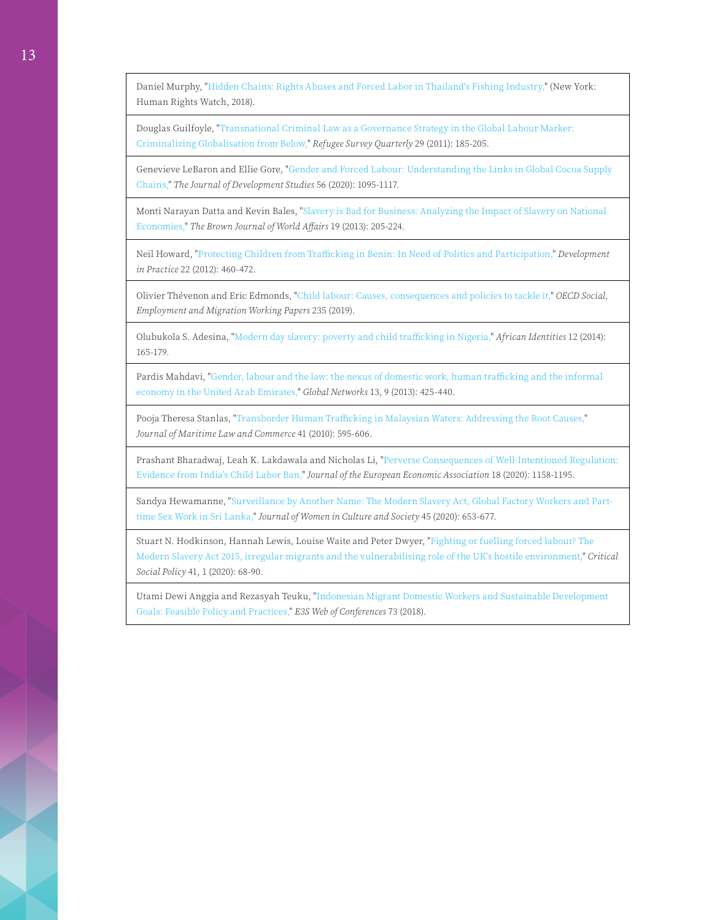Daniel Murphy, "Hidden Chains: Rights Abuses and Forced Labor in Thailand's Fishing Industry," (New York: Human Rights Watch, 2018).

Douglas Guilfoyle, "Transnational Criminal Law as a Governance Strategy in the Global Labour Marker: Criminalizing Globalisation from Below," *Refugee Survey Quarterly* 29 (2011): 185-205.

Genevieve LeBaron and Ellie Gore, "Gender and Forced Labour: Understanding the Links in Global Cocoa Supply Chains," *The Journal of Development Studies* 56 (2020): 1095-1117.

Monti Narayan Datta and Kevin Bales, "Slavery is Bad for Business: Analyzing the Impact of Slavery on National Economies," *The Brown Journal of World Affairs* 19 (2013): 205-224.

Neil Howard, "Protecting Children from Trafficking in Benin: In Need of Politics and Participation," *Development in Practice* 22 (2012): 460-472.

Olivier Thévenon and Eric Edmonds, "Child labour: Causes, consequences and policies to tackle it," *OECD Social, Employment and Migration Working Papers* 235 (2019).

Olubukola S. Adesina, "Modern day slavery: poverty and child trafficking in Nigeria," *African Identities* 12 (2014): 165-179.

Pardis Mahdavi, "Gender, labour and the law: the nexus of domestic work, human trafficking and the informal economy in the United Arab Emirates," *Global Networks* 13, 9 (2013): 425-440.

Pooja Theresa Stanlas, "Transborder Human Trafficking in Malaysian Waters: Addressing the Root Causes," *Journal of Maritime Law and Commerce* 41 (2010): 595-606.

Prashant Bharadwaj, Leah K. Lakdawala and Nicholas Li, "Perverse Consequences of Well-Intentioned Regulation: Evidence from India's Child Labor Ban," *Journal of the European Economic Association* 18 (2020): 1158-1195.

Sandya Hewamanne, "Surveillance by Another Name: The Modern Slavery Act, Global Factory Workers and Part-time Sex Work in Sri Lanka," *Journal of Women in Culture and Society* 45 (2020): 653-677.

Stuart N. Hodkinson, Hannah Lewis, Louise Waite and Peter Dwyer, "Fighting or fuelling forced labour? The Modern Slavery Act 2015, irregular migrants and the vulnerabilising role of the UK's hostile environment," *Critical Social Policy* 41, 1 (2020): 68-90.

Utami Dewi Anggia and Rezasyah Teuku, "Indonesian Migrant Domestic Workers and Sustainable Development Goals: Feasible Policy and Practices," *E3S Web of Conferences* 73 (2018).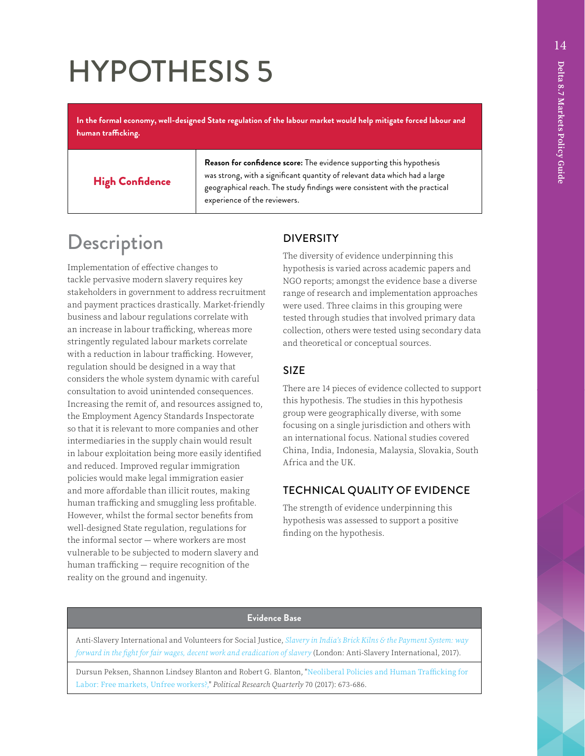# HYPOTHESIS 5

**In the formal economy, well-designed State regulation of the labour market would help mitigate forced labour and human trafficking.**

| **High Confidence** | **Reason for confidence score:** The evidence supporting this hypothesis was strong, with a significant quantity of relevant data which had a large geographical reach. The study findings were consistent with the practical experience of the reviewers. |
|---|---|

## Description

Implementation of effective changes to tackle pervasive modern slavery requires key stakeholders in government to address recruitment and payment practices drastically. Market-friendly business and labour regulations correlate with an increase in labour trafficking, whereas more stringently regulated labour markets correlate with a reduction in labour trafficking. However, regulation should be designed in a way that considers the whole system dynamic with careful consultation to avoid unintended consequences. Increasing the remit of, and resources assigned to, the Employment Agency Standards Inspectorate so that it is relevant to more companies and other intermediaries in the supply chain would result in labour exploitation being more easily identified and reduced. Improved regular immigration policies would make legal immigration easier and more affordable than illicit routes, making human trafficking and smuggling less profitable. However, whilst the formal sector benefits from well-designed State regulation, regulations for the informal sector — where workers are most vulnerable to be subjected to modern slavery and human trafficking — require recognition of the reality on the ground and ingenuity.

### DIVERSITY

The diversity of evidence underpinning this hypothesis is varied across academic papers and NGO reports; amongst the evidence base a diverse range of research and implementation approaches were used. Three claims in this grouping were tested through studies that involved primary data collection, others were tested using secondary data and theoretical or conceptual sources.

### SIZE

There are 14 pieces of evidence collected to support this hypothesis. The studies in this hypothesis group were geographically diverse, with some focusing on a single jurisdiction and others with an international focus. National studies covered China, India, Indonesia, Malaysia, Slovakia, South Africa and the UK.

### TECHNICAL QUALITY OF EVIDENCE

The strength of evidence underpinning this hypothesis was assessed to support a positive finding on the hypothesis.

| Evidence Base |
|---|
| Anti-Slavery International and Volunteers for Social Justice, *Slavery in India's Brick Kilns & the Payment System: way forward in the fight for fair wages, decent work and eradication of slavery* (London: Anti-Slavery International, 2017). |
| Dursun Peksen, Shannon Lindsey Blanton and Robert G. Blanton, "Neoliberal Policies and Human Trafficking for Labor: Free markets, Unfree workers?," *Political Research Quarterly* 70 (2017): 673-686. |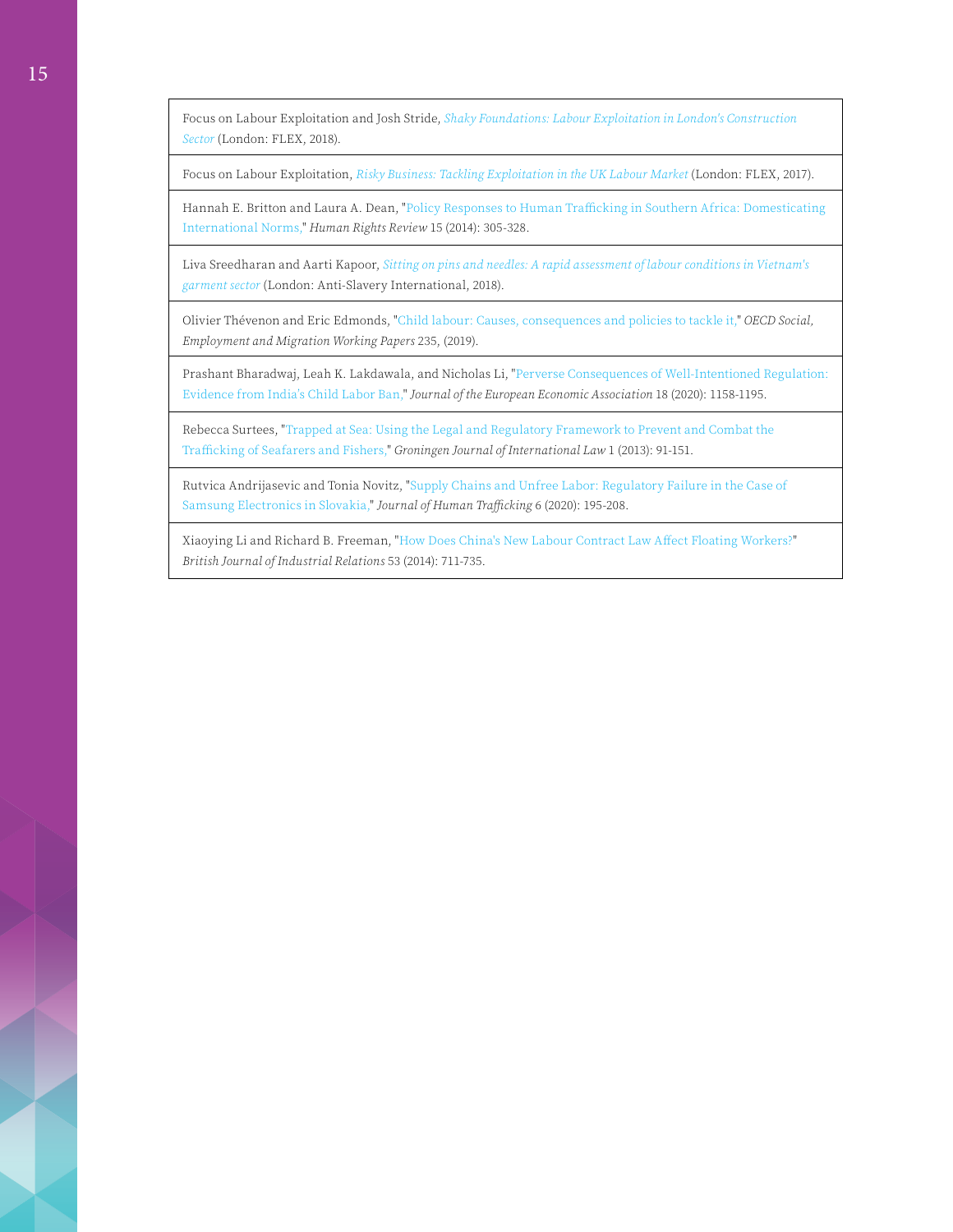Focus on Labour Exploitation and Josh Stride, *Shaky Foundations: Labour Exploitation in London's Construction Sector* (London: FLEX, 2018).

Focus on Labour Exploitation, *Risky Business: Tackling Exploitation in the UK Labour Market* (London: FLEX, 2017).

Hannah E. Britton and Laura A. Dean, "Policy Responses to Human Trafficking in Southern Africa: Domesticating International Norms," *Human Rights Review* 15 (2014): 305-328.

Liva Sreedharan and Aarti Kapoor, *Sitting on pins and needles: A rapid assessment of labour conditions in Vietnam's garment sector* (London: Anti-Slavery International, 2018).

Olivier Thévenon and Eric Edmonds, "Child labour: Causes, consequences and policies to tackle it," *OECD Social, Employment and Migration Working Papers* 235, (2019).

Prashant Bharadwaj, Leah K. Lakdawala, and Nicholas Li, "Perverse Consequences of Well-Intentioned Regulation: Evidence from India's Child Labor Ban," *Journal of the European Economic Association* 18 (2020): 1158-1195.

Rebecca Surtees, "Trapped at Sea: Using the Legal and Regulatory Framework to Prevent and Combat the Trafficking of Seafarers and Fishers," *Groningen Journal of International Law* 1 (2013): 91-151.

Rutvica Andrijasevic and Tonia Novitz, "Supply Chains and Unfree Labor: Regulatory Failure in the Case of Samsung Electronics in Slovakia," *Journal of Human Trafficking* 6 (2020): 195-208.

Xiaoying Li and Richard B. Freeman, "How Does China's New Labour Contract Law Affect Floating Workers?" *British Journal of Industrial Relations* 53 (2014): 711-735.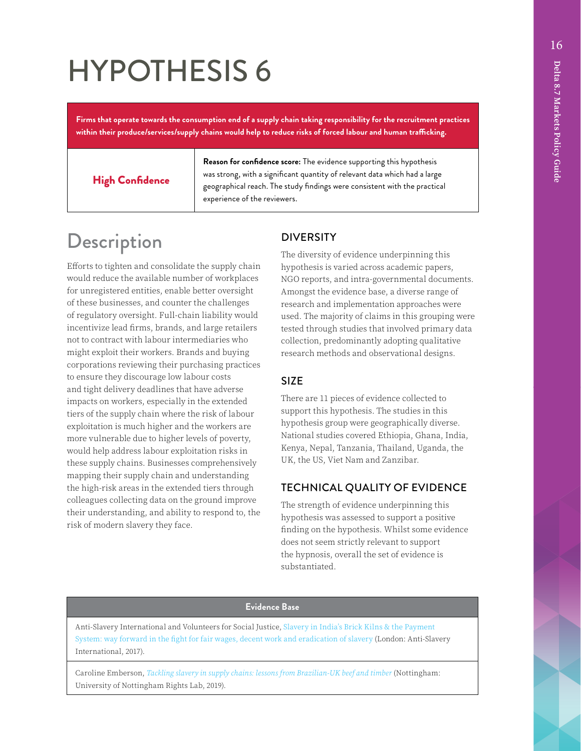# HYPOTHESIS 6

**Firms that operate towards the consumption end of a supply chain taking responsibility for the recruitment practices within their produce/services/supply chains would help to reduce risks of forced labour and human trafficking.**

| **High Confidence** | **Reason for confidence score:** The evidence supporting this hypothesis was strong, with a significant quantity of relevant data which had a large geographical reach. The study findings were consistent with the practical experience of the reviewers. |
|---|---|

## Description

Efforts to tighten and consolidate the supply chain would reduce the available number of workplaces for unregistered entities, enable better oversight of these businesses, and counter the challenges of regulatory oversight. Full-chain liability would incentivize lead firms, brands, and large retailers not to contract with labour intermediaries who might exploit their workers. Brands and buying corporations reviewing their purchasing practices to ensure they discourage low labour costs and tight delivery deadlines that have adverse impacts on workers, especially in the extended tiers of the supply chain where the risk of labour exploitation is much higher and the workers are more vulnerable due to higher levels of poverty, would help address labour exploitation risks in these supply chains. Businesses comprehensively mapping their supply chain and understanding the high-risk areas in the extended tiers through colleagues collecting data on the ground improve their understanding, and ability to respond to, the risk of modern slavery they face.

### DIVERSITY

The diversity of evidence underpinning this hypothesis is varied across academic papers, NGO reports, and intra-governmental documents. Amongst the evidence base, a diverse range of research and implementation approaches were used. The majority of claims in this grouping were tested through studies that involved primary data collection, predominantly adopting qualitative research methods and observational designs.

### SIZE

There are 11 pieces of evidence collected to support this hypothesis. The studies in this hypothesis group were geographically diverse. National studies covered Ethiopia, Ghana, India, Kenya, Nepal, Tanzania, Thailand, Uganda, the UK, the US, Viet Nam and Zanzibar.

### TECHNICAL QUALITY OF EVIDENCE

The strength of evidence underpinning this hypothesis was assessed to support a positive finding on the hypothesis. Whilst some evidence does not seem strictly relevant to support the hypnosis, overall the set of evidence is substantiated.

| Evidence Base |
|---|
| Anti-Slavery International and Volunteers for Social Justice, Slavery in India's Brick Kilns & the Payment System: way forward in the fight for fair wages, decent work and eradication of slavery (London: Anti-Slavery International, 2017). |
| Caroline Emberson, *Tackling slavery in supply chains: lessons from Brazilian-UK beef and timber* (Nottingham: University of Nottingham Rights Lab, 2019). |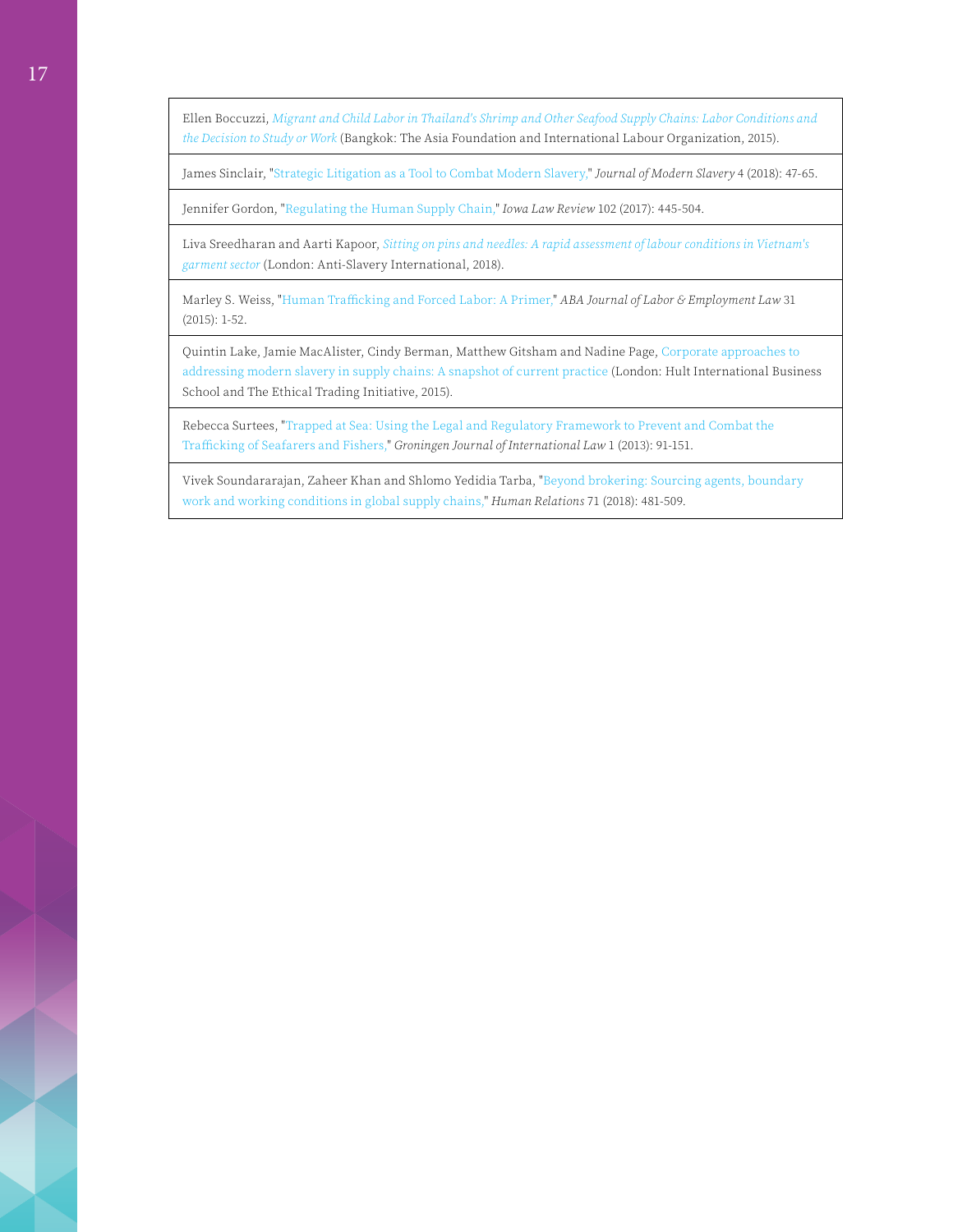Ellen Boccuzzi, *Migrant and Child Labor in Thailand's Shrimp and Other Seafood Supply Chains: Labor Conditions and the Decision to Study or Work* (Bangkok: The Asia Foundation and International Labour Organization, 2015).

James Sinclair, "Strategic Litigation as a Tool to Combat Modern Slavery," *Journal of Modern Slavery* 4 (2018): 47-65.

Jennifer Gordon, "Regulating the Human Supply Chain," *Iowa Law Review* 102 (2017): 445-504.

Liva Sreedharan and Aarti Kapoor, *Sitting on pins and needles: A rapid assessment of labour conditions in Vietnam's garment sector* (London: Anti-Slavery International, 2018).

Marley S. Weiss, "Human Trafficking and Forced Labor: A Primer," *ABA Journal of Labor & Employment Law* 31 (2015): 1-52.

Quintin Lake, Jamie MacAlister, Cindy Berman, Matthew Gitsham and Nadine Page, Corporate approaches to addressing modern slavery in supply chains: A snapshot of current practice (London: Hult International Business School and The Ethical Trading Initiative, 2015).

Rebecca Surtees, "Trapped at Sea: Using the Legal and Regulatory Framework to Prevent and Combat the Trafficking of Seafarers and Fishers," *Groningen Journal of International Law* 1 (2013): 91-151.

Vivek Soundararajan, Zaheer Khan and Shlomo Yedidia Tarba, "Beyond brokering: Sourcing agents, boundary work and working conditions in global supply chains," *Human Relations* 71 (2018): 481-509.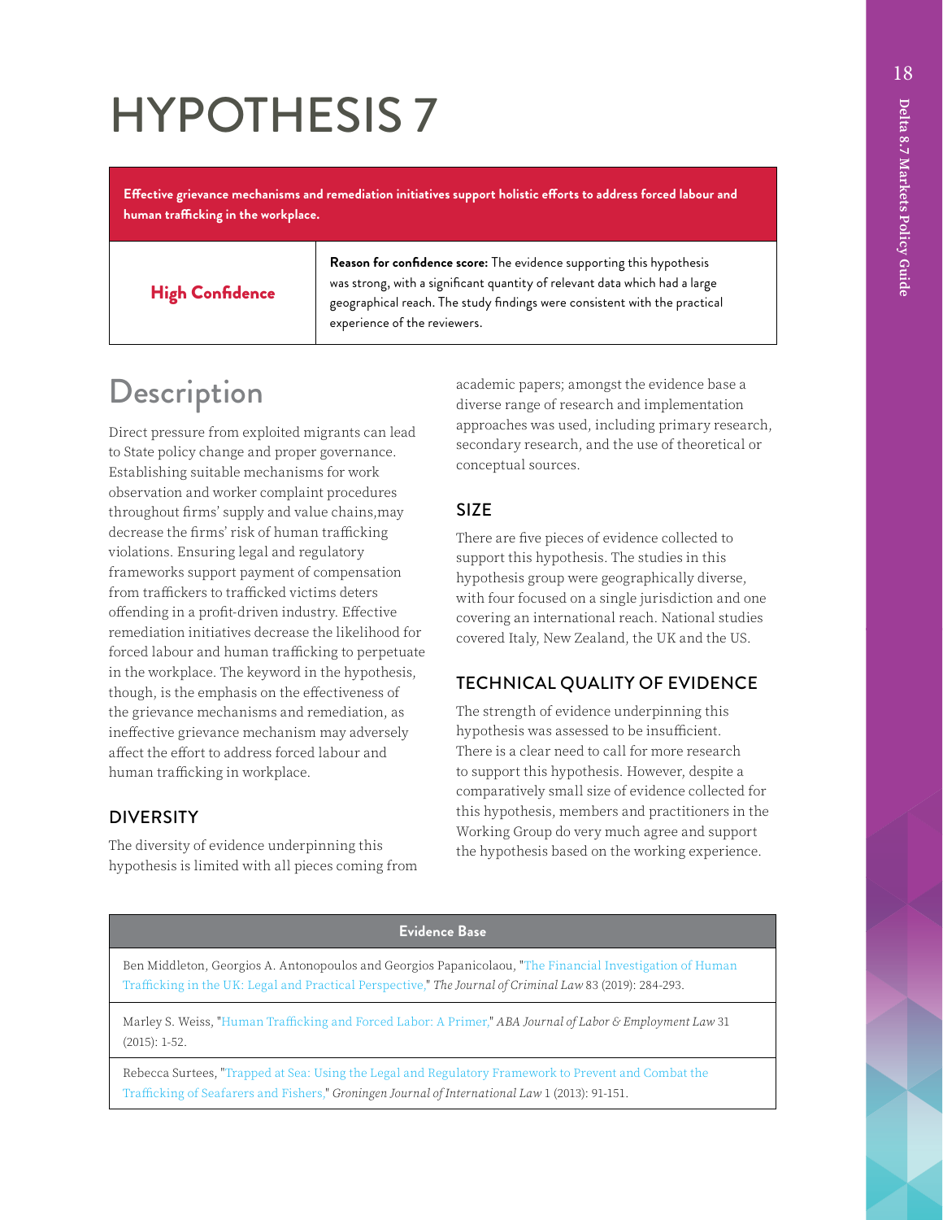# HYPOTHESIS 7

| **Effective grievance mechanisms and remediation initiatives support holistic efforts to address forced labour and human trafficking in the workplace.** | |
|---|---|
| **High Confidence** | **Reason for confidence score:** The evidence supporting this hypothesis was strong, with a significant quantity of relevant data which had a large geographical reach. The study findings were consistent with the practical experience of the reviewers. |

## Description

Direct pressure from exploited migrants can lead to State policy change and proper governance. Establishing suitable mechanisms for work observation and worker complaint procedures throughout firms' supply and value chains,may decrease the firms' risk of human trafficking violations. Ensuring legal and regulatory frameworks support payment of compensation from traffickers to trafficked victims deters offending in a profit-driven industry. Effective remediation initiatives decrease the likelihood for forced labour and human trafficking to perpetuate in the workplace. The keyword in the hypothesis, though, is the emphasis on the effectiveness of the grievance mechanisms and remediation, as ineffective grievance mechanism may adversely affect the effort to address forced labour and human trafficking in workplace.

### DIVERSITY

The diversity of evidence underpinning this hypothesis is limited with all pieces coming from academic papers; amongst the evidence base a diverse range of research and implementation approaches was used, including primary research, secondary research, and the use of theoretical or conceptual sources.

### SIZE

There are five pieces of evidence collected to support this hypothesis. The studies in this hypothesis group were geographically diverse, with four focused on a single jurisdiction and one covering an international reach. National studies covered Italy, New Zealand, the UK and the US.

### TECHNICAL QUALITY OF EVIDENCE

The strength of evidence underpinning this hypothesis was assessed to be insufficient. There is a clear need to call for more research to support this hypothesis. However, despite a comparatively small size of evidence collected for this hypothesis, members and practitioners in the Working Group do very much agree and support the hypothesis based on the working experience.

| Evidence Base |
|---|
| Ben Middleton, Georgios A. Antonopoulos and Georgios Papanicolaou, "The Financial Investigation of Human Trafficking in the UK: Legal and Practical Perspective," *The Journal of Criminal Law* 83 (2019): 284-293. |
| Marley S. Weiss, "Human Trafficking and Forced Labor: A Primer," *ABA Journal of Labor & Employment Law* 31 (2015): 1-52. |
| Rebecca Surtees, "Trapped at Sea: Using the Legal and Regulatory Framework to Prevent and Combat the Trafficking of Seafarers and Fishers," *Groningen Journal of International Law* 1 (2013): 91-151. |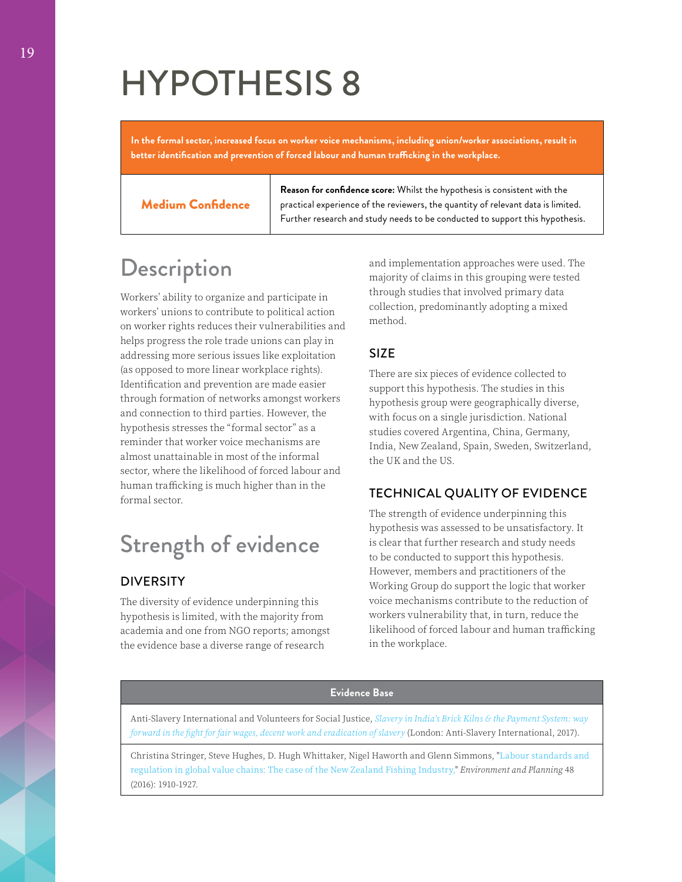# HYPOTHESIS 8

**In the formal sector, increased focus on worker voice mechanisms, including union/worker associations, result in better identification and prevention of forced labour and human trafficking in the workplace.**

| **Medium Confidence** | **Reason for confidence score:** Whilst the hypothesis is consistent with the practical experience of the reviewers, the quantity of relevant data is limited. Further research and study needs to be conducted to support this hypothesis. |
|---|---|

## Description

Workers' ability to organize and participate in workers' unions to contribute to political action on worker rights reduces their vulnerabilities and helps progress the role trade unions can play in addressing more serious issues like exploitation (as opposed to more linear workplace rights). Identification and prevention are made easier through formation of networks amongst workers and connection to third parties. However, the hypothesis stresses the "formal sector" as a reminder that worker voice mechanisms are almost unattainable in most of the informal sector, where the likelihood of forced labour and human trafficking is much higher than in the formal sector.

## Strength of evidence

### DIVERSITY

The diversity of evidence underpinning this hypothesis is limited, with the majority from academia and one from NGO reports; amongst the evidence base a diverse range of research and implementation approaches were used. The majority of claims in this grouping were tested through studies that involved primary data collection, predominantly adopting a mixed method.

### SIZE

There are six pieces of evidence collected to support this hypothesis. The studies in this hypothesis group were geographically diverse, with focus on a single jurisdiction. National studies covered Argentina, China, Germany, India, New Zealand, Spain, Sweden, Switzerland, the UK and the US.

### TECHNICAL QUALITY OF EVIDENCE

The strength of evidence underpinning this hypothesis was assessed to be unsatisfactory. It is clear that further research and study needs to be conducted to support this hypothesis. However, members and practitioners of the Working Group do support the logic that worker voice mechanisms contribute to the reduction of workers vulnerability that, in turn, reduce the likelihood of forced labour and human trafficking in the workplace.

| Evidence Base |
|---|
| Anti-Slavery International and Volunteers for Social Justice, *Slavery in India's Brick Kilns & the Payment System: way forward in the fight for fair wages, decent work and eradication of slavery* (London: Anti-Slavery International, 2017). |
| Christina Stringer, Steve Hughes, D. Hugh Whittaker, Nigel Haworth and Glenn Simmons, "Labour standards and regulation in global value chains: The case of the New Zealand Fishing Industry," *Environment and Planning* 48 (2016): 1910-1927. |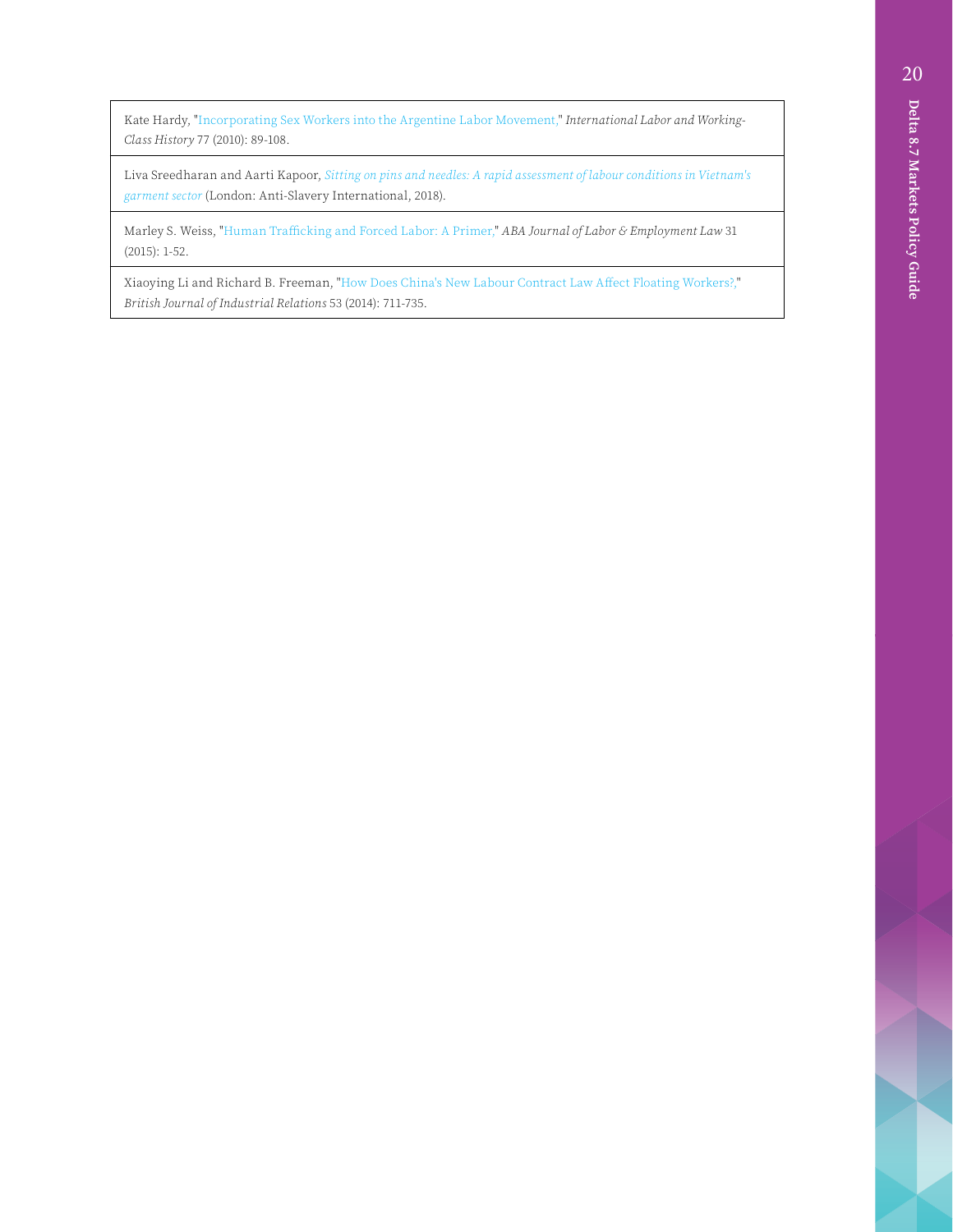| |
|---|
| Kate Hardy, "Incorporating Sex Workers into the Argentine Labor Movement," *International Labor and Working-Class History* 77 (2010): 89-108. |
| Liva Sreedharan and Aarti Kapoor, *Sitting on pins and needles: A rapid assessment of labour conditions in Vietnam's garment sector* (London: Anti-Slavery International, 2018). |
| Marley S. Weiss, "Human Trafficking and Forced Labor: A Primer," *ABA Journal of Labor & Employment Law* 31 (2015): 1-52. |
| Xiaoying Li and Richard B. Freeman, "How Does China's New Labour Contract Law Affect Floating Workers?," *British Journal of Industrial Relations* 53 (2014): 711-735. |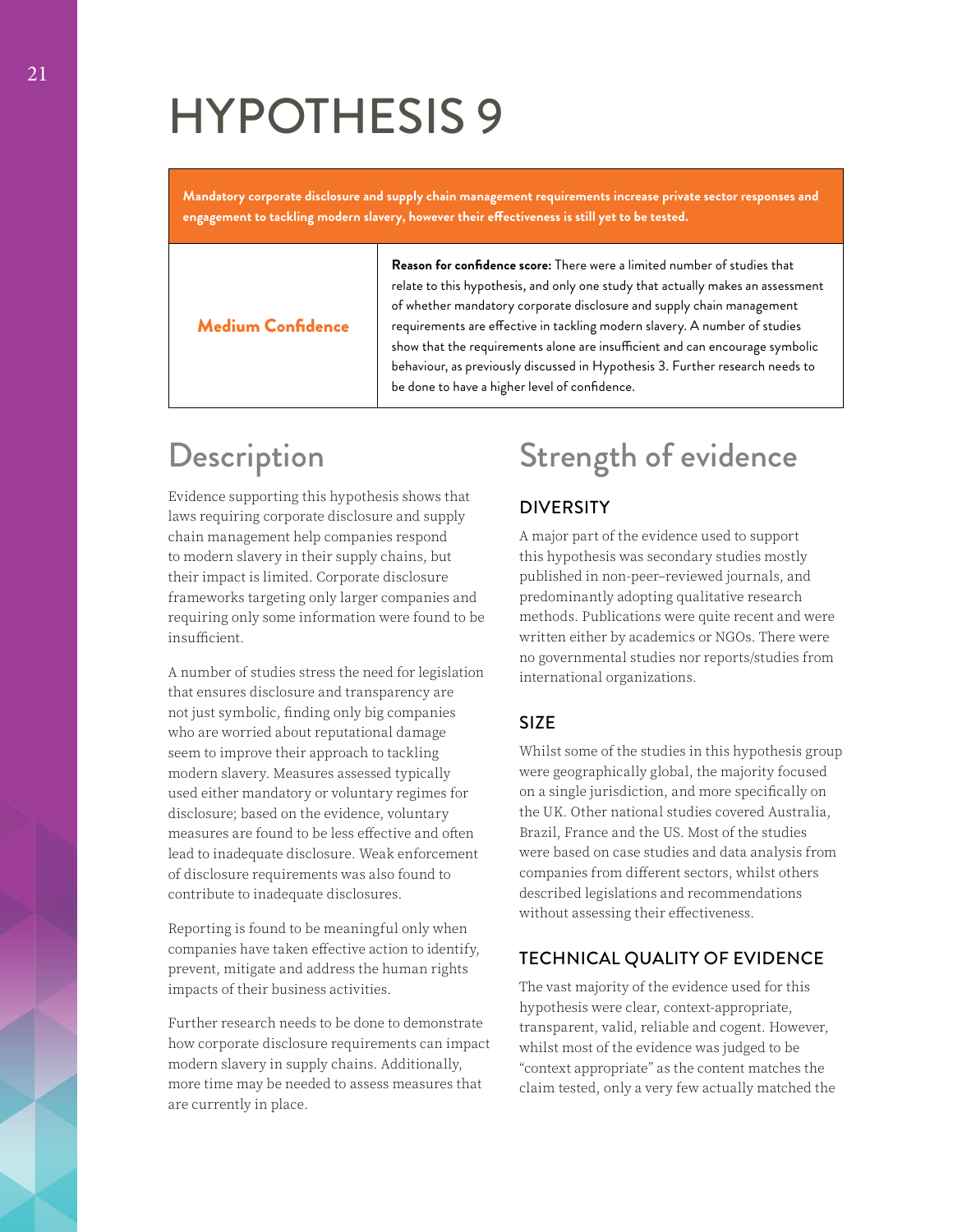# HYPOTHESIS 9

**Mandatory corporate disclosure and supply chain management requirements increase private sector responses and engagement to tackling modern slavery, however their effectiveness is still yet to be tested.**

| **Medium Confidence** | **Reason for confidence score:** There were a limited number of studies that relate to this hypothesis, and only one study that actually makes an assessment of whether mandatory corporate disclosure and supply chain management requirements are effective in tackling modern slavery. A number of studies show that the requirements alone are insufficient and can encourage symbolic behaviour, as previously discussed in Hypothesis 3. Further research needs to be done to have a higher level of confidence. |
|---|---|

## Description

Evidence supporting this hypothesis shows that laws requiring corporate disclosure and supply chain management help companies respond to modern slavery in their supply chains, but their impact is limited. Corporate disclosure frameworks targeting only larger companies and requiring only some information were found to be insufficient.

A number of studies stress the need for legislation that ensures disclosure and transparency are not just symbolic, finding only big companies who are worried about reputational damage seem to improve their approach to tackling modern slavery. Measures assessed typically used either mandatory or voluntary regimes for disclosure; based on the evidence, voluntary measures are found to be less effective and often lead to inadequate disclosure. Weak enforcement of disclosure requirements was also found to contribute to inadequate disclosures.

Reporting is found to be meaningful only when companies have taken effective action to identify, prevent, mitigate and address the human rights impacts of their business activities.

Further research needs to be done to demonstrate how corporate disclosure requirements can impact modern slavery in supply chains. Additionally, more time may be needed to assess measures that are currently in place.

## Strength of evidence

### DIVERSITY

A major part of the evidence used to support this hypothesis was secondary studies mostly published in non-peer–reviewed journals, and predominantly adopting qualitative research methods. Publications were quite recent and were written either by academics or NGOs. There were no governmental studies nor reports/studies from international organizations.

### SIZE

Whilst some of the studies in this hypothesis group were geographically global, the majority focused on a single jurisdiction, and more specifically on the UK. Other national studies covered Australia, Brazil, France and the US. Most of the studies were based on case studies and data analysis from companies from different sectors, whilst others described legislations and recommendations without assessing their effectiveness.

### TECHNICAL QUALITY OF EVIDENCE

The vast majority of the evidence used for this hypothesis were clear, context-appropriate, transparent, valid, reliable and cogent. However, whilst most of the evidence was judged to be "context appropriate" as the content matches the claim tested, only a very few actually matched the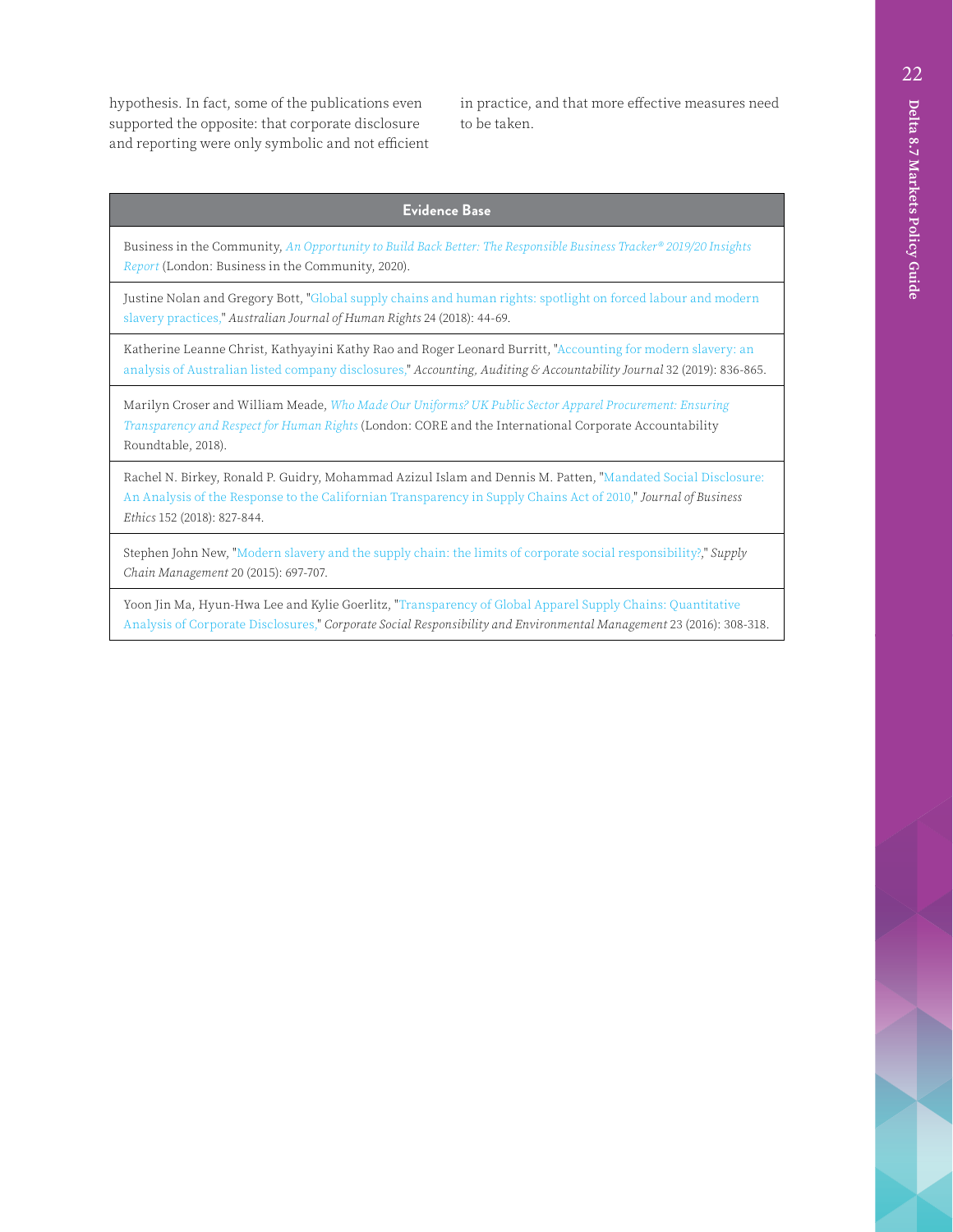hypothesis. In fact, some of the publications even supported the opposite: that corporate disclosure and reporting were only symbolic and not efficient in practice, and that more effective measures need to be taken.

| Evidence Base |
| --- |
| Business in the Community, *An Opportunity to Build Back Better: The Responsible Business Tracker® 2019/20 Insights Report* (London: Business in the Community, 2020). |
| Justine Nolan and Gregory Bott, "Global supply chains and human rights: spotlight on forced labour and modern slavery practices," *Australian Journal of Human Rights* 24 (2018): 44-69. |
| Katherine Leanne Christ, Kathyayini Kathy Rao and Roger Leonard Burritt, "Accounting for modern slavery: an analysis of Australian listed company disclosures," *Accounting, Auditing & Accountability Journal* 32 (2019): 836-865. |
| Marilyn Croser and William Meade, *Who Made Our Uniforms? UK Public Sector Apparel Procurement: Ensuring Transparency and Respect for Human Rights* (London: CORE and the International Corporate Accountability Roundtable, 2018). |
| Rachel N. Birkey, Ronald P. Guidry, Mohammad Azizul Islam and Dennis M. Patten, "Mandated Social Disclosure: An Analysis of the Response to the Californian Transparency in Supply Chains Act of 2010," *Journal of Business Ethics* 152 (2018): 827-844. |
| Stephen John New, "Modern slavery and the supply chain: the limits of corporate social responsibility?," *Supply Chain Management* 20 (2015): 697-707. |
| Yoon Jin Ma, Hyun-Hwa Lee and Kylie Goerlitz, "Transparency of Global Apparel Supply Chains: Quantitative Analysis of Corporate Disclosures," *Corporate Social Responsibility and Environmental Management* 23 (2016): 308-318. |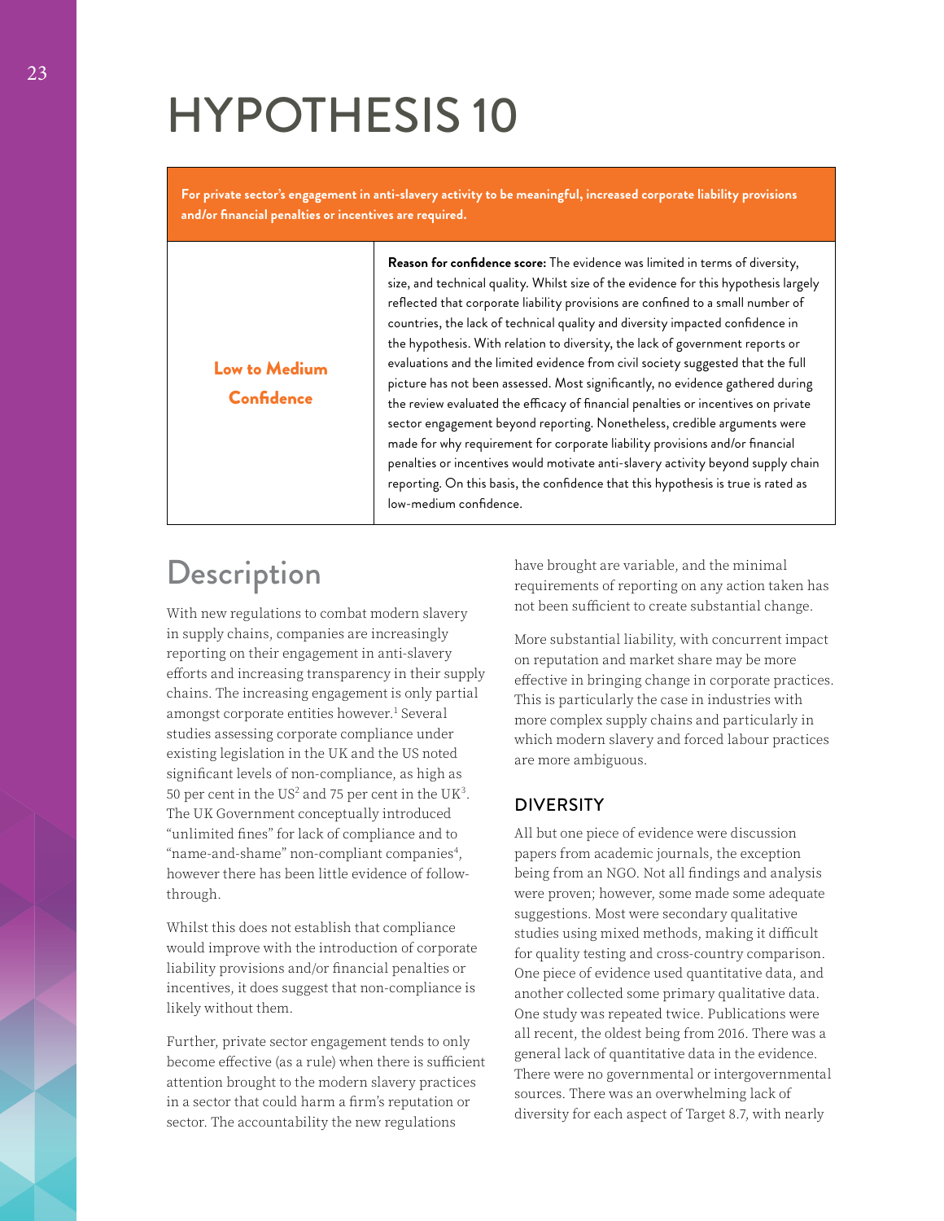# HYPOTHESIS 10

| For private sector's engagement in anti-slavery activity to be meaningful, increased corporate liability provisions and/or financial penalties or incentives are required. | |
|---|---|
| **Low to Medium Confidence** | **Reason for confidence score:** The evidence was limited in terms of diversity, size, and technical quality. Whilst size of the evidence for this hypothesis largely reflected that corporate liability provisions are confined to a small number of countries, the lack of technical quality and diversity impacted confidence in the hypothesis. With relation to diversity, the lack of government reports or evaluations and the limited evidence from civil society suggested that the full picture has not been assessed. Most significantly, no evidence gathered during the review evaluated the efficacy of financial penalties or incentives on private sector engagement beyond reporting. Nonetheless, credible arguments were made for why requirement for corporate liability provisions and/or financial penalties or incentives would motivate anti-slavery activity beyond supply chain reporting. On this basis, the confidence that this hypothesis is true is rated as low-medium confidence. |

## Description

With new regulations to combat modern slavery in supply chains, companies are increasingly reporting on their engagement in anti-slavery efforts and increasing transparency in their supply chains. The increasing engagement is only partial amongst corporate entities however.[1] Several studies assessing corporate compliance under existing legislation in the UK and the US noted significant levels of non-compliance, as high as 50 per cent in the US[2] and 75 per cent in the UK[3]. The UK Government conceptually introduced "unlimited fines" for lack of compliance and to "name-and-shame" non-compliant companies[4], however there has been little evidence of follow-through.

Whilst this does not establish that compliance would improve with the introduction of corporate liability provisions and/or financial penalties or incentives, it does suggest that non-compliance is likely without them.

Further, private sector engagement tends to only become effective (as a rule) when there is sufficient attention brought to the modern slavery practices in a sector that could harm a firm's reputation or sector. The accountability the new regulations have brought are variable, and the minimal requirements of reporting on any action taken has not been sufficient to create substantial change.

More substantial liability, with concurrent impact on reputation and market share may be more effective in bringing change in corporate practices. This is particularly the case in industries with more complex supply chains and particularly in which modern slavery and forced labour practices are more ambiguous.

### DIVERSITY

All but one piece of evidence were discussion papers from academic journals, the exception being from an NGO. Not all findings and analysis were proven; however, some made some adequate suggestions. Most were secondary qualitative studies using mixed methods, making it difficult for quality testing and cross-country comparison. One piece of evidence used quantitative data, and another collected some primary qualitative data. One study was repeated twice. Publications were all recent, the oldest being from 2016. There was a general lack of quantitative data in the evidence. There were no governmental or intergovernmental sources. There was an overwhelming lack of diversity for each aspect of Target 8.7, with nearly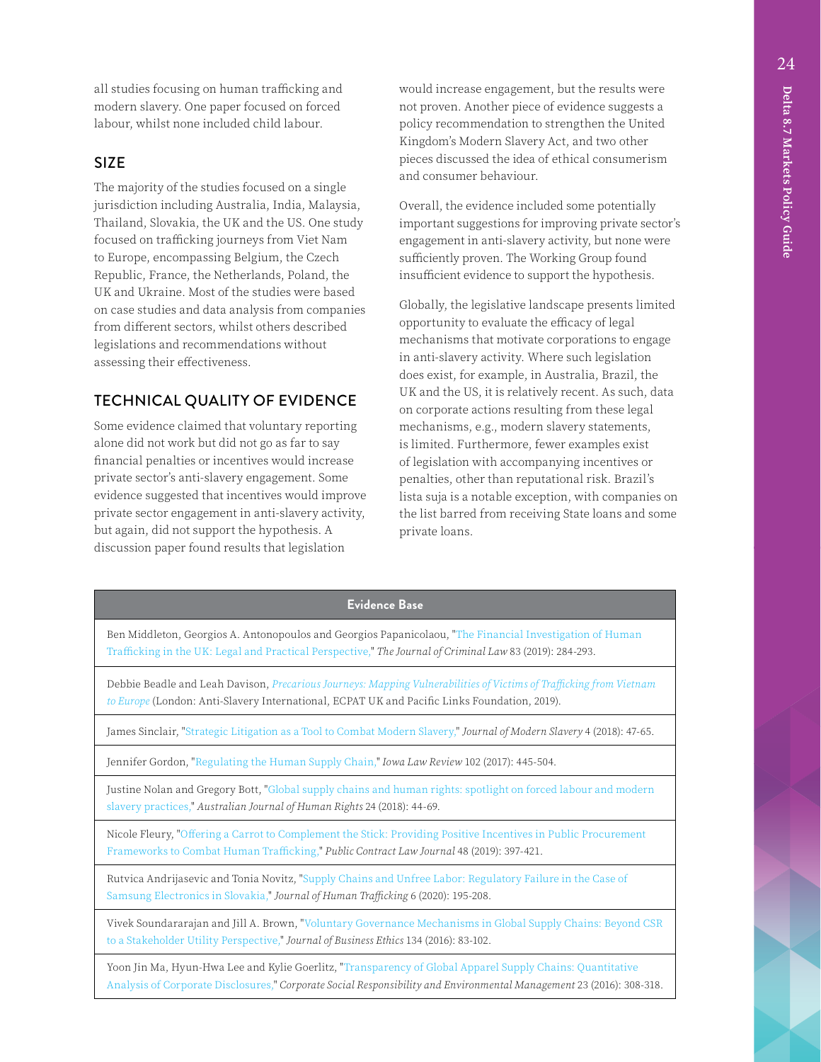all studies focusing on human trafficking and modern slavery. One paper focused on forced labour, whilst none included child labour.

## SIZE

The majority of the studies focused on a single jurisdiction including Australia, India, Malaysia, Thailand, Slovakia, the UK and the US. One study focused on trafficking journeys from Viet Nam to Europe, encompassing Belgium, the Czech Republic, France, the Netherlands, Poland, the UK and Ukraine. Most of the studies were based on case studies and data analysis from companies from different sectors, whilst others described legislations and recommendations without assessing their effectiveness.

## TECHNICAL QUALITY OF EVIDENCE

Some evidence claimed that voluntary reporting alone did not work but did not go as far to say financial penalties or incentives would increase private sector's anti-slavery engagement. Some evidence suggested that incentives would improve private sector engagement in anti-slavery activity, but again, did not support the hypothesis. A discussion paper found results that legislation would increase engagement, but the results were not proven. Another piece of evidence suggests a policy recommendation to strengthen the United Kingdom's Modern Slavery Act, and two other pieces discussed the idea of ethical consumerism and consumer behaviour.

Overall, the evidence included some potentially important suggestions for improving private sector's engagement in anti-slavery activity, but none were sufficiently proven. The Working Group found insufficient evidence to support the hypothesis.

Globally, the legislative landscape presents limited opportunity to evaluate the efficacy of legal mechanisms that motivate corporations to engage in anti-slavery activity. Where such legislation does exist, for example, in Australia, Brazil, the UK and the US, it is relatively recent. As such, data on corporate actions resulting from these legal mechanisms, e.g., modern slavery statements, is limited. Furthermore, fewer examples exist of legislation with accompanying incentives or penalties, other than reputational risk. Brazil's lista suja is a notable exception, with companies on the list barred from receiving State loans and some private loans.

| Evidence Base |
| --- |
| Ben Middleton, Georgios A. Antonopoulos and Georgios Papanicolaou, "The Financial Investigation of Human Trafficking in the UK: Legal and Practical Perspective," *The Journal of Criminal Law* 83 (2019): 284-293. |
| Debbie Beadle and Leah Davison, *Precarious Journeys: Mapping Vulnerabilities of Victims of Trafficking from Vietnam to Europe* (London: Anti-Slavery International, ECPAT UK and Pacific Links Foundation, 2019). |
| James Sinclair, "Strategic Litigation as a Tool to Combat Modern Slavery," *Journal of Modern Slavery* 4 (2018): 47-65. |
| Jennifer Gordon, "Regulating the Human Supply Chain," *Iowa Law Review* 102 (2017): 445-504. |
| Justine Nolan and Gregory Bott, "Global supply chains and human rights: spotlight on forced labour and modern slavery practices," *Australian Journal of Human Rights* 24 (2018): 44-69. |
| Nicole Fleury, "Offering a Carrot to Complement the Stick: Providing Positive Incentives in Public Procurement Frameworks to Combat Human Trafficking," *Public Contract Law Journal* 48 (2019): 397-421. |
| Rutvica Andrijasevic and Tonia Novitz, "Supply Chains and Unfree Labor: Regulatory Failure in the Case of Samsung Electronics in Slovakia," *Journal of Human Trafficking* 6 (2020): 195-208. |
| Vivek Soundararajan and Jill A. Brown, "Voluntary Governance Mechanisms in Global Supply Chains: Beyond CSR to a Stakeholder Utility Perspective," *Journal of Business Ethics* 134 (2016): 83-102. |
| Yoon Jin Ma, Hyun-Hwa Lee and Kylie Goerlitz, "Transparency of Global Apparel Supply Chains: Quantitative Analysis of Corporate Disclosures," *Corporate Social Responsibility and Environmental Management* 23 (2016): 308-318. |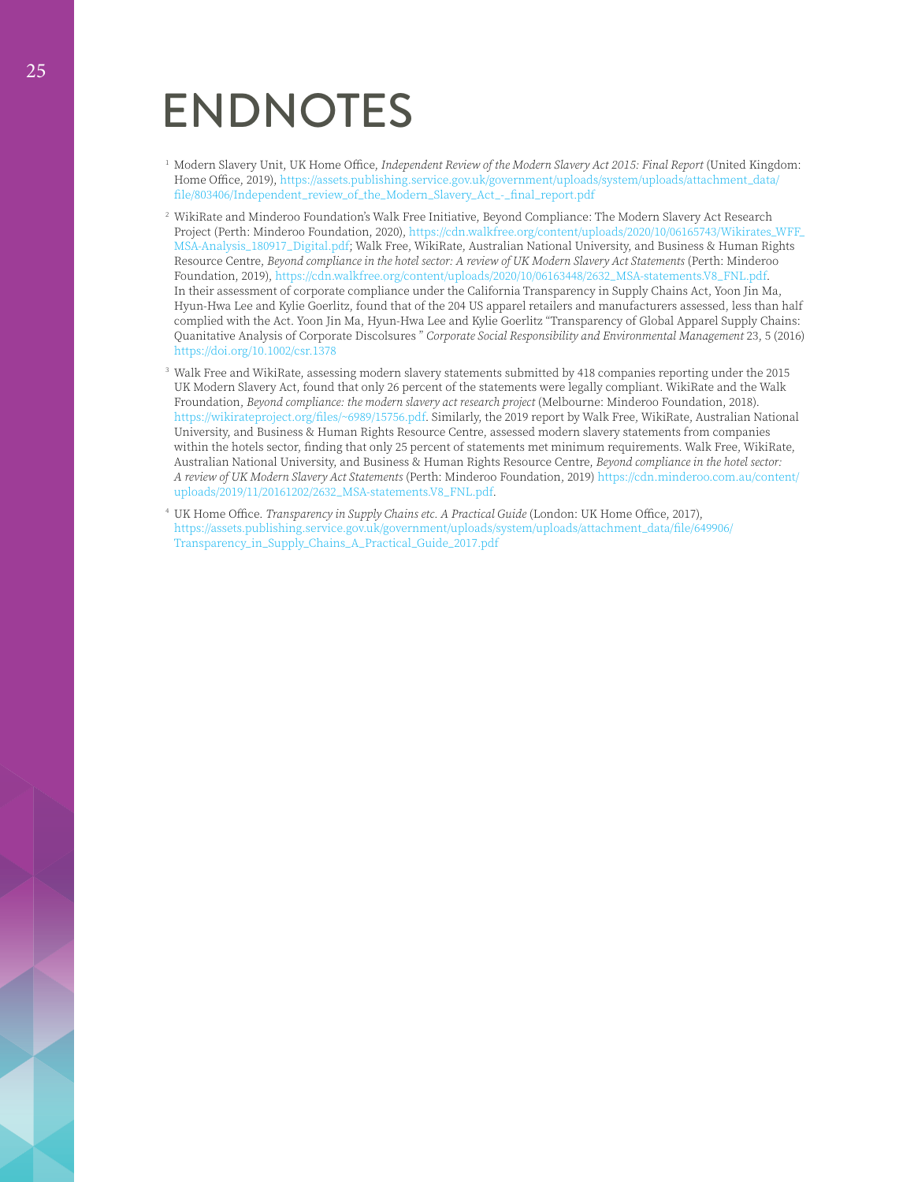# ENDNOTES

1. Modern Slavery Unit, UK Home Office, *Independent Review of the Modern Slavery Act 2015: Final Report* (United Kingdom: Home Office, 2019), https://assets.publishing.service.gov.uk/government/uploads/system/uploads/attachment_data/file/803406/Independent_review_of_the_Modern_Slavery_Act_-_final_report.pdf

2. WikiRate and Minderoo Foundation's Walk Free Initiative, Beyond Compliance: The Modern Slavery Act Research Project (Perth: Minderoo Foundation, 2020), https://cdn.walkfree.org/content/uploads/2020/10/06165743/Wikirates_WFF_MSA-Analysis_180917_Digital.pdf; Walk Free, WikiRate, Australian National University, and Business & Human Rights Resource Centre, *Beyond compliance in the hotel sector: A review of UK Modern Slavery Act Statements* (Perth: Minderoo Foundation, 2019), https://cdn.walkfree.org/content/uploads/2020/10/06163448/2632_MSA-statements.V8_FNL.pdf. In their assessment of corporate compliance under the California Transparency in Supply Chains Act, Yoon Jin Ma, Hyun-Hwa Lee and Kylie Goerlitz, found that of the 204 US apparel retailers and manufacturers assessed, less than half complied with the Act. Yoon Jin Ma, Hyun-Hwa Lee and Kylie Goerlitz "Transparency of Global Apparel Supply Chains: Quanitative Analysis of Corporate Discolsures " *Corporate Social Responsibility and Environmental Management* 23, 5 (2016) https://doi.org/10.1002/csr.1378

3. Walk Free and WikiRate, assessing modern slavery statements submitted by 418 companies reporting under the 2015 UK Modern Slavery Act, found that only 26 percent of the statements were legally compliant. WikiRate and the Walk Froundation, *Beyond compliance: the modern slavery act research project* (Melbourne: Minderoo Foundation, 2018). https://wikirateproject.org/files/~6989/15756.pdf. Similarly, the 2019 report by Walk Free, WikiRate, Australian National University, and Business & Human Rights Resource Centre, assessed modern slavery statements from companies within the hotels sector, finding that only 25 percent of statements met minimum requirements. Walk Free, WikiRate, Australian National University, and Business & Human Rights Resource Centre, *Beyond compliance in the hotel sector: A review of UK Modern Slavery Act Statements* (Perth: Minderoo Foundation, 2019) https://cdn.minderoo.com.au/content/uploads/2019/11/20161202/2632_MSA-statements.V8_FNL.pdf.

4. UK Home Office. *Transparency in Supply Chains etc. A Practical Guide* (London: UK Home Office, 2017), https://assets.publishing.service.gov.uk/government/uploads/system/uploads/attachment_data/file/649906/Transparency_in_Supply_Chains_A_Practical_Guide_2017.pdf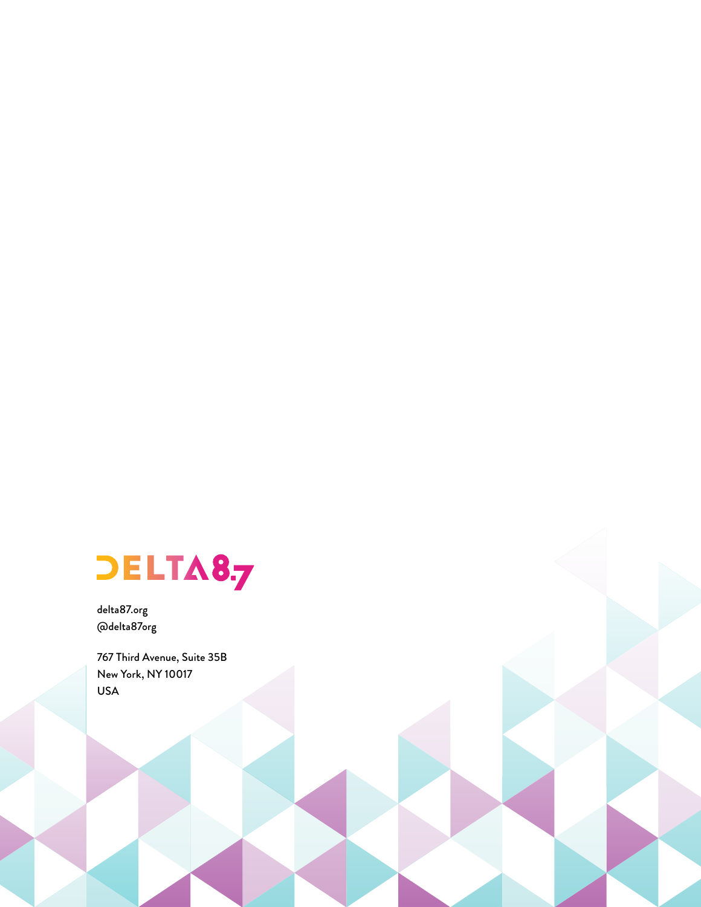DELTA8.7

delta87.org
@delta87org

767 Third Avenue, Suite 35B
New York, NY 10017
USA